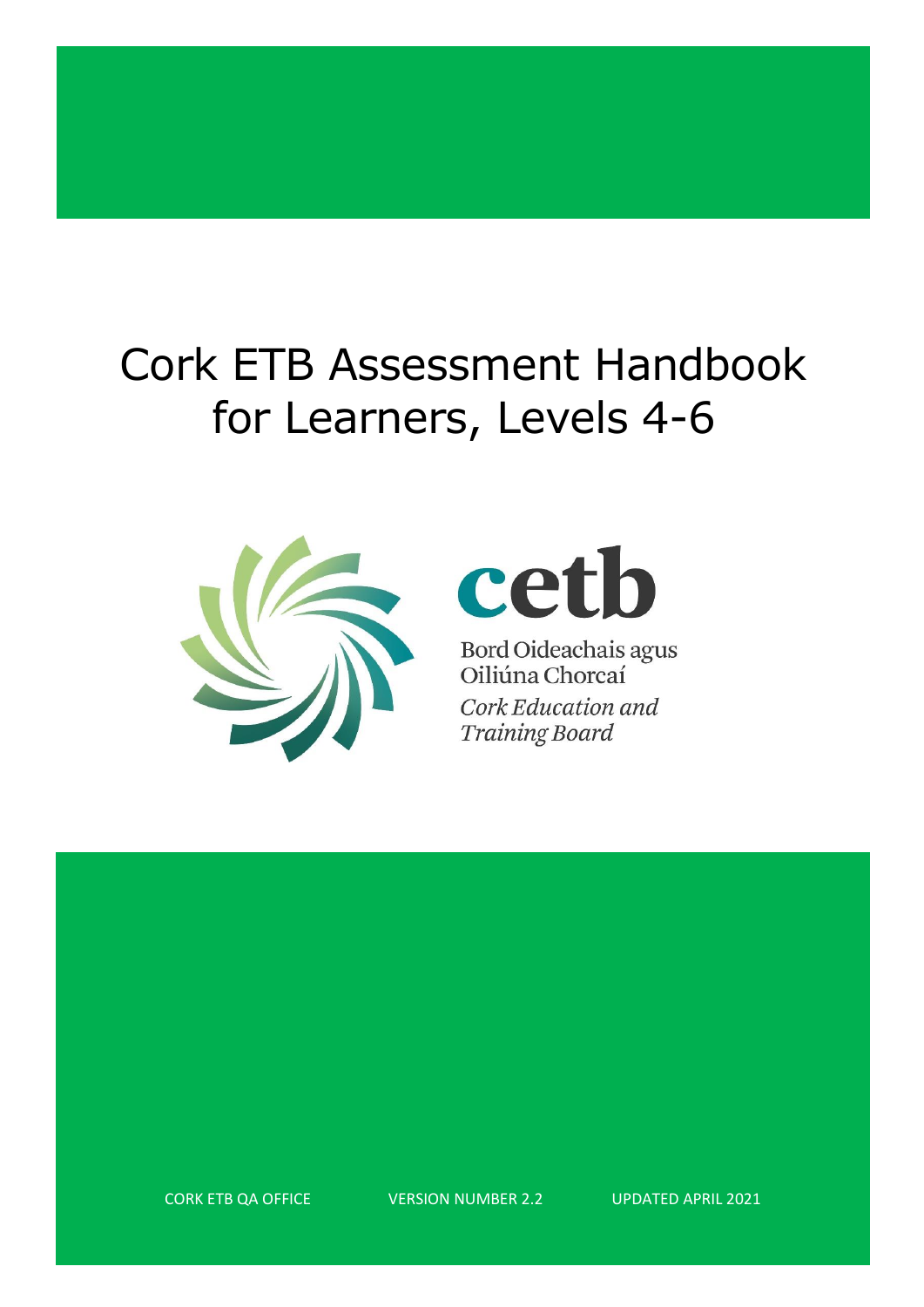# Cork ETB Assessment Handbook for Learners, Levels 4-6

cetb

Bord Oideachais agus Oiliúna Chorcaí

*Cork Education and Training Board*

CORK ETB QA OFFICE VERSION NUMBER 2.2 UPDATED APRIL 2021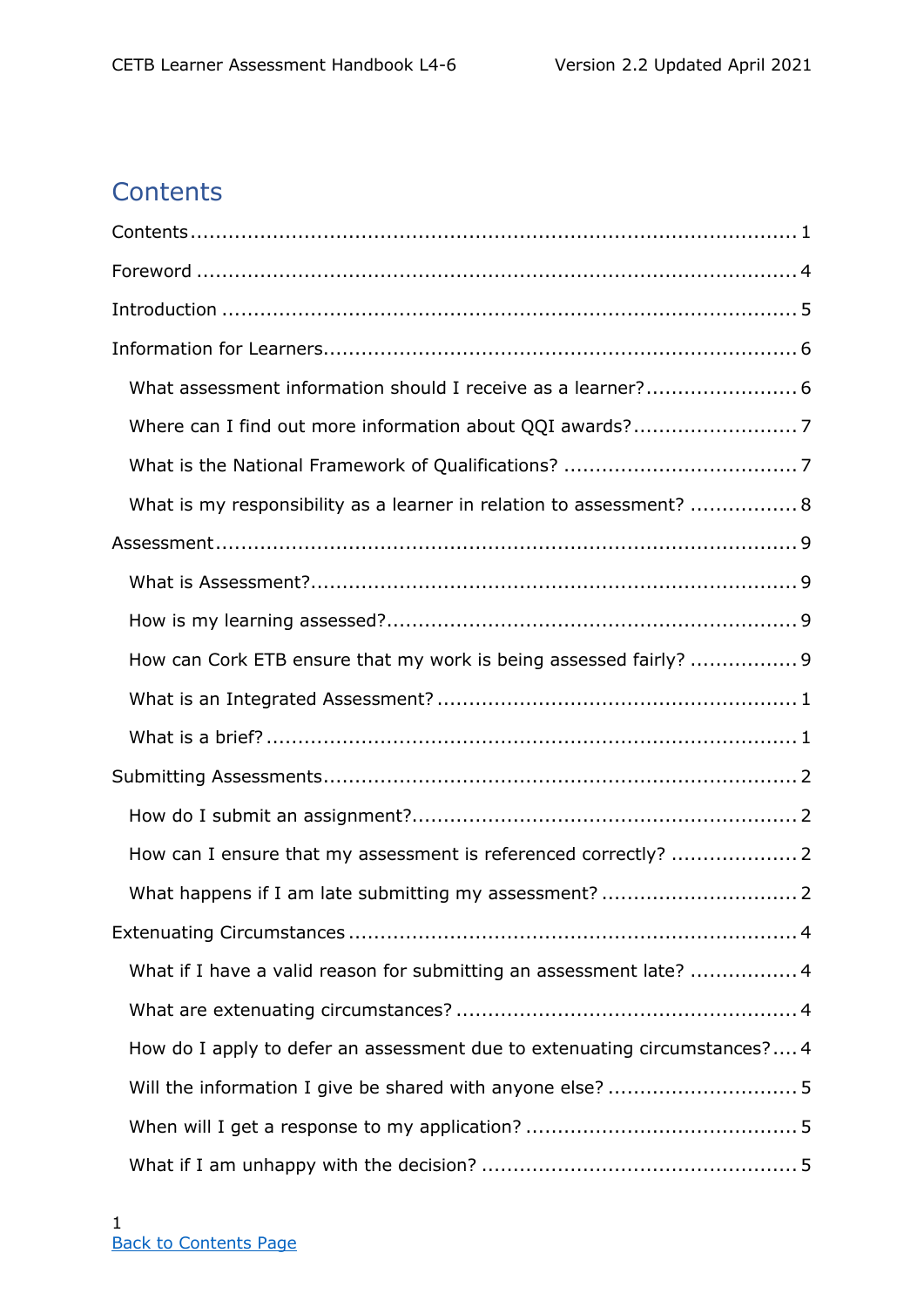# Contents

Contents .......... 1

Foreword .......... 4

Introduction .......... 5

Information for Learners .......... 6

- What assessment information should I receive as a learner? .......... 6
- Where can I find out more information about QQI awards? .......... 7
- What is the National Framework of Qualifications? .......... 7
- What is my responsibility as a learner in relation to assessment? .......... 8

Assessment .......... 9

- What is Assessment? .......... 9
- How is my learning assessed? .......... 9
- How can Cork ETB ensure that my work is being assessed fairly? .......... 9
- What is an Integrated Assessment? .......... 1
- What is a brief? .......... 1

Submitting Assessments .......... 2

- How do I submit an assignment? .......... 2
- How can I ensure that my assessment is referenced correctly? .......... 2
- What happens if I am late submitting my assessment? .......... 2

Extenuating Circumstances .......... 4

- What if I have a valid reason for submitting an assessment late? .......... 4
- What are extenuating circumstances? .......... 4
- How do I apply to defer an assessment due to extenuating circumstances? .......... 4
- Will the information I give be shared with anyone else? .......... 5
- When will I get a response to my application? .......... 5
- What if I am unhappy with the decision? .......... 5

Back to Contents Page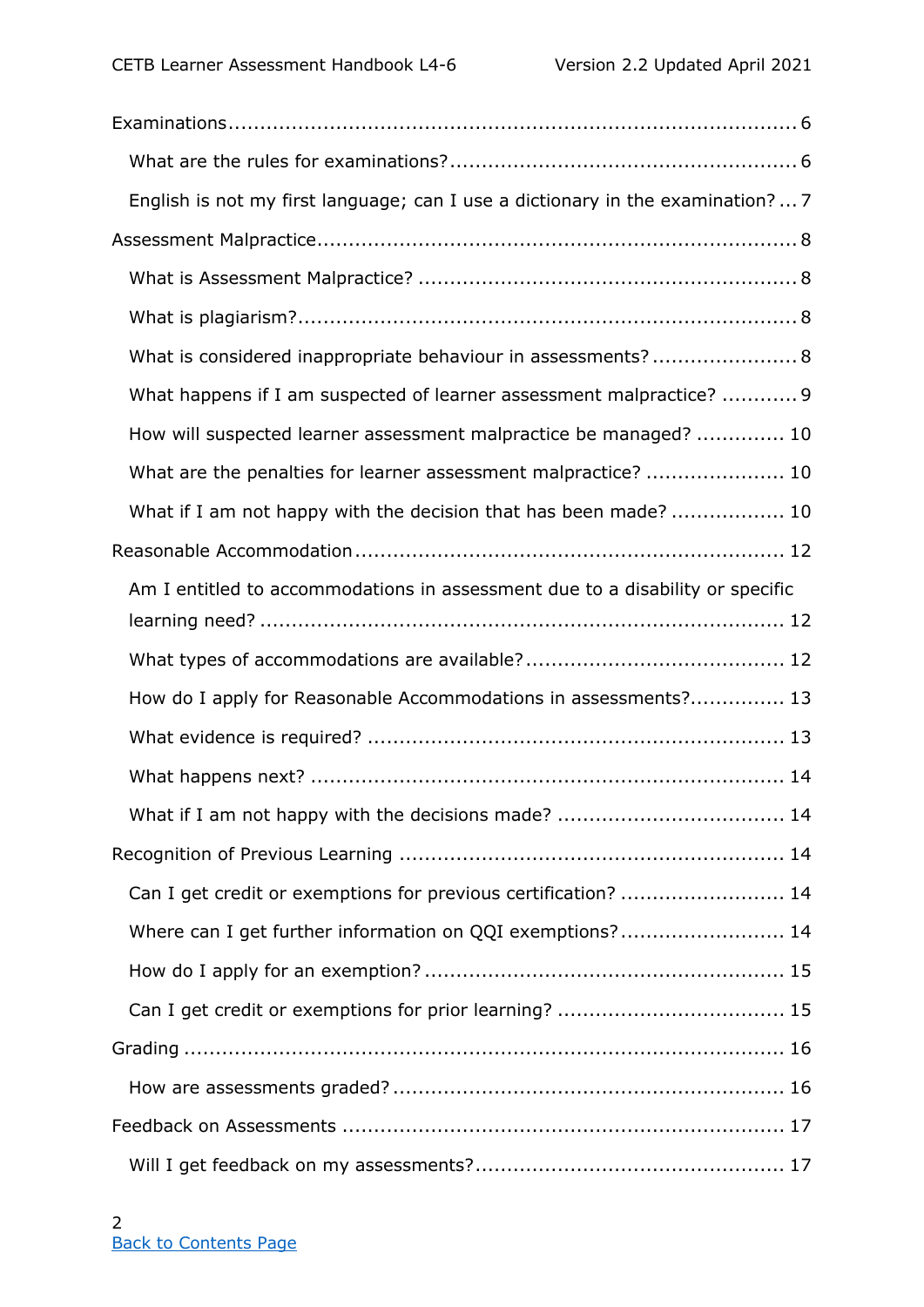Examinations ........................................................................................ 6

- What are the rules for examinations? ..................................................... 6
- English is not my first language; can I use a dictionary in the examination? ... 7

Assessment Malpractice ........................................................................... 8

- What is Assessment Malpractice? ........................................................... 8
- What is plagiarism? ............................................................................. 8
- What is considered inappropriate behaviour in assessments? ...................... 8
- What happens if I am suspected of learner assessment malpractice? ........... 9
- How will suspected learner assessment malpractice be managed? ............. 10
- What are the penalties for learner assessment malpractice? ...................... 10
- What if I am not happy with the decision that has been made? .................. 10

Reasonable Accommodation ...................................................................... 12

- Am I entitled to accommodations in assessment due to a disability or specific learning need? ........................................................................................ 12
- What types of accommodations are available? ......................................... 12
- How do I apply for Reasonable Accommodations in assessments? ............... 13
- What evidence is required? ................................................................. 13
- What happens next? .......................................................................... 14
- What if I am not happy with the decisions made? .................................... 14

Recognition of Previous Learning ............................................................. 14

- Can I get credit or exemptions for previous certification? .......................... 14
- Where can I get further information on QQI exemptions? .......................... 14
- How do I apply for an exemption? ........................................................ 15
- Can I get credit or exemptions for prior learning? .................................... 15

Grading ................................................................................................ 16

- How are assessments graded? ............................................................. 16

Feedback on Assessments ...................................................................... 17

- Will I get feedback on my assessments? ................................................ 17

Back to Contents Page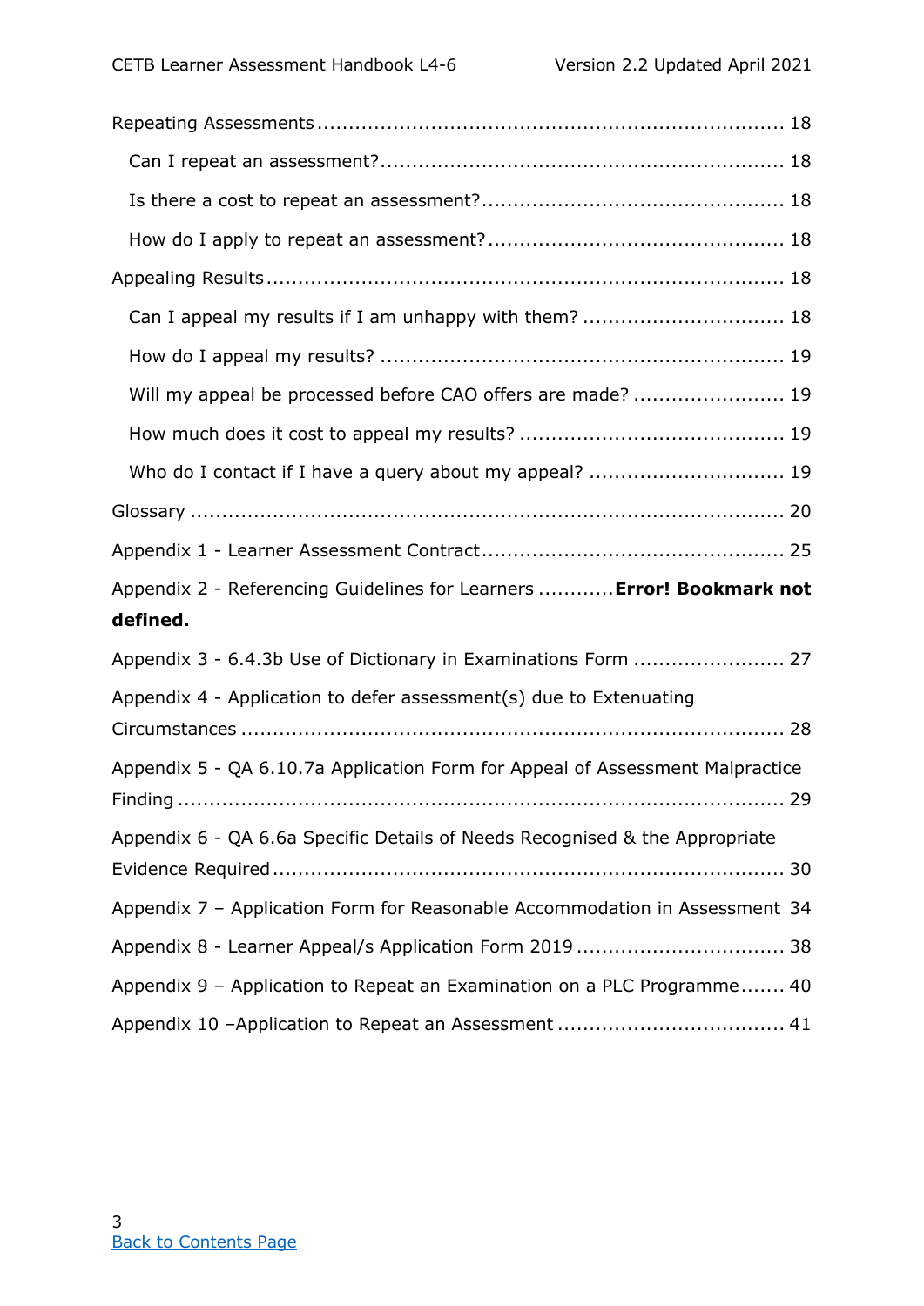Repeating Assessments ........................................................................ 18

- Can I repeat an assessment? ............................................................... 18
- Is there a cost to repeat an assessment? ............................................... 18
- How do I apply to repeat an assessment? ............................................... 18

Appealing Results ................................................................................ 18

- Can I appeal my results if I am unhappy with them? ................................ 18
- How do I appeal my results? ............................................................... 19
- Will my appeal be processed before CAO offers are made? ........................ 19
- How much does it cost to appeal my results? ......................................... 19
- Who do I contact if I have a query about my appeal? ............................... 19

Glossary ............................................................................................ 20

Appendix 1 - Learner Assessment Contract ............................................... 25

Appendix 2 - Referencing Guidelines for Learners ............**Error! Bookmark not defined.**

Appendix 3 - 6.4.3b Use of Dictionary in Examinations Form ........................ 27

Appendix 4 - Application to defer assessment(s) due to Extenuating Circumstances ..................................................................................... 28

Appendix 5 - QA 6.10.7a Application Form for Appeal of Assessment Malpractice Finding ............................................................................................ 29

Appendix 6 - QA 6.6a Specific Details of Needs Recognised & the Appropriate Evidence Required ............................................................................... 30

Appendix 7 – Application Form for Reasonable Accommodation in Assessment 34

Appendix 8 - Learner Appeal/s Application Form 2019 ................................. 38

Appendix 9 – Application to Repeat an Examination on a PLC Programme ....... 40

Appendix 10 –Application to Repeat an Assessment .................................... 41

Back to Contents Page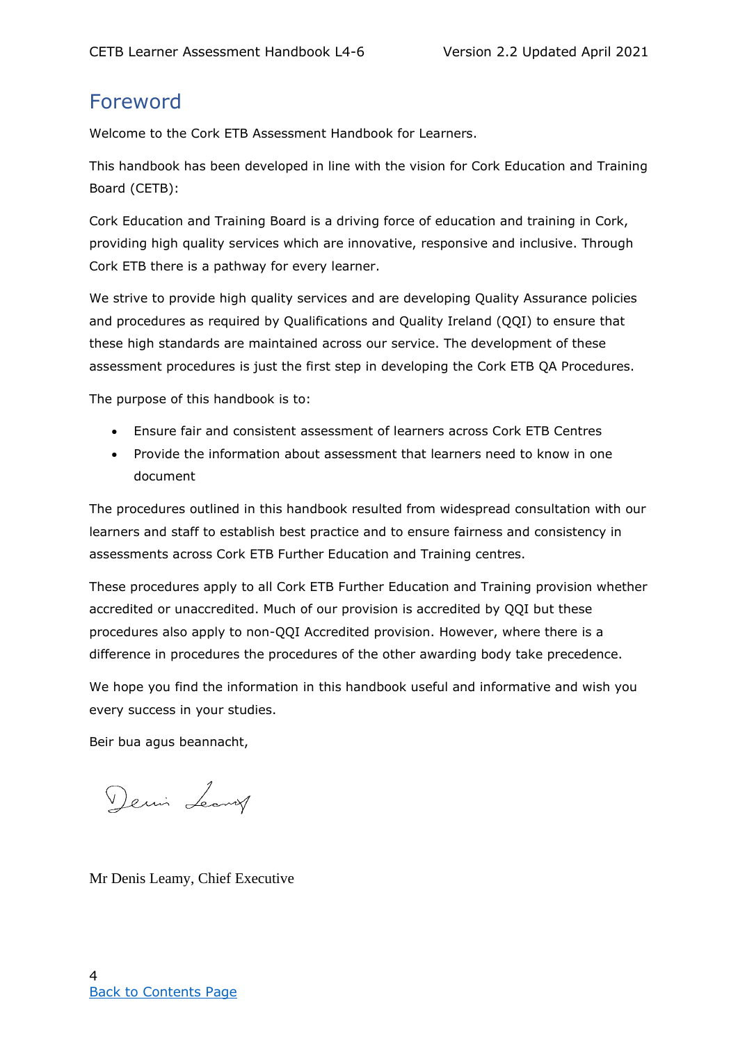# Foreword

Welcome to the Cork ETB Assessment Handbook for Learners.

This handbook has been developed in line with the vision for Cork Education and Training Board (CETB):

Cork Education and Training Board is a driving force of education and training in Cork, providing high quality services which are innovative, responsive and inclusive. Through Cork ETB there is a pathway for every learner.

We strive to provide high quality services and are developing Quality Assurance policies and procedures as required by Qualifications and Quality Ireland (QQI) to ensure that these high standards are maintained across our service. The development of these assessment procedures is just the first step in developing the Cork ETB QA Procedures.

The purpose of this handbook is to:

- Ensure fair and consistent assessment of learners across Cork ETB Centres
- Provide the information about assessment that learners need to know in one document

The procedures outlined in this handbook resulted from widespread consultation with our learners and staff to establish best practice and to ensure fairness and consistency in assessments across Cork ETB Further Education and Training centres.

These procedures apply to all Cork ETB Further Education and Training provision whether accredited or unaccredited. Much of our provision is accredited by QQI but these procedures also apply to non-QQI Accredited provision. However, where there is a difference in procedures the procedures of the other awarding body take precedence.

We hope you find the information in this handbook useful and informative and wish you every success in your studies.

Beir bua agus beannacht,

Denis Leamy

Mr Denis Leamy, Chief Executive

[Back to Contents Page]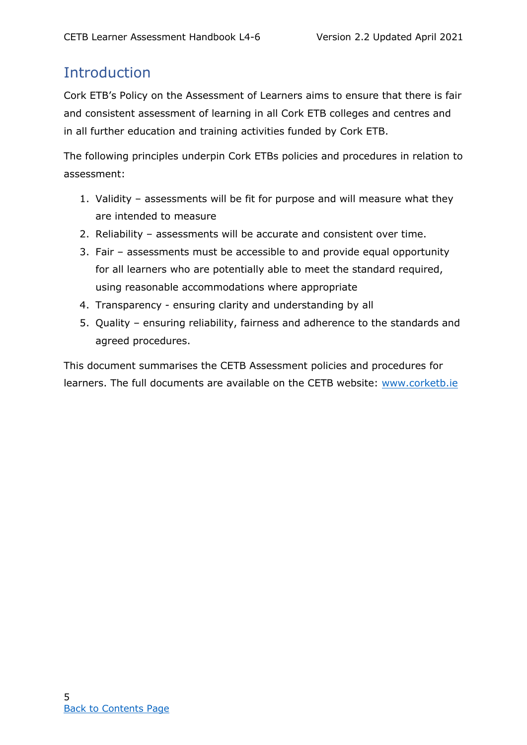# Introduction

Cork ETB's Policy on the Assessment of Learners aims to ensure that there is fair and consistent assessment of learning in all Cork ETB colleges and centres and in all further education and training activities funded by Cork ETB.

The following principles underpin Cork ETBs policies and procedures in relation to assessment:

1. Validity – assessments will be fit for purpose and will measure what they are intended to measure
2. Reliability – assessments will be accurate and consistent over time.
3. Fair – assessments must be accessible to and provide equal opportunity for all learners who are potentially able to meet the standard required, using reasonable accommodations where appropriate
4. Transparency - ensuring clarity and understanding by all
5. Quality – ensuring reliability, fairness and adherence to the standards and agreed procedures.

This document summarises the CETB Assessment policies and procedures for learners. The full documents are available on the CETB website: [www.corketb.ie](http://www.corketb.ie)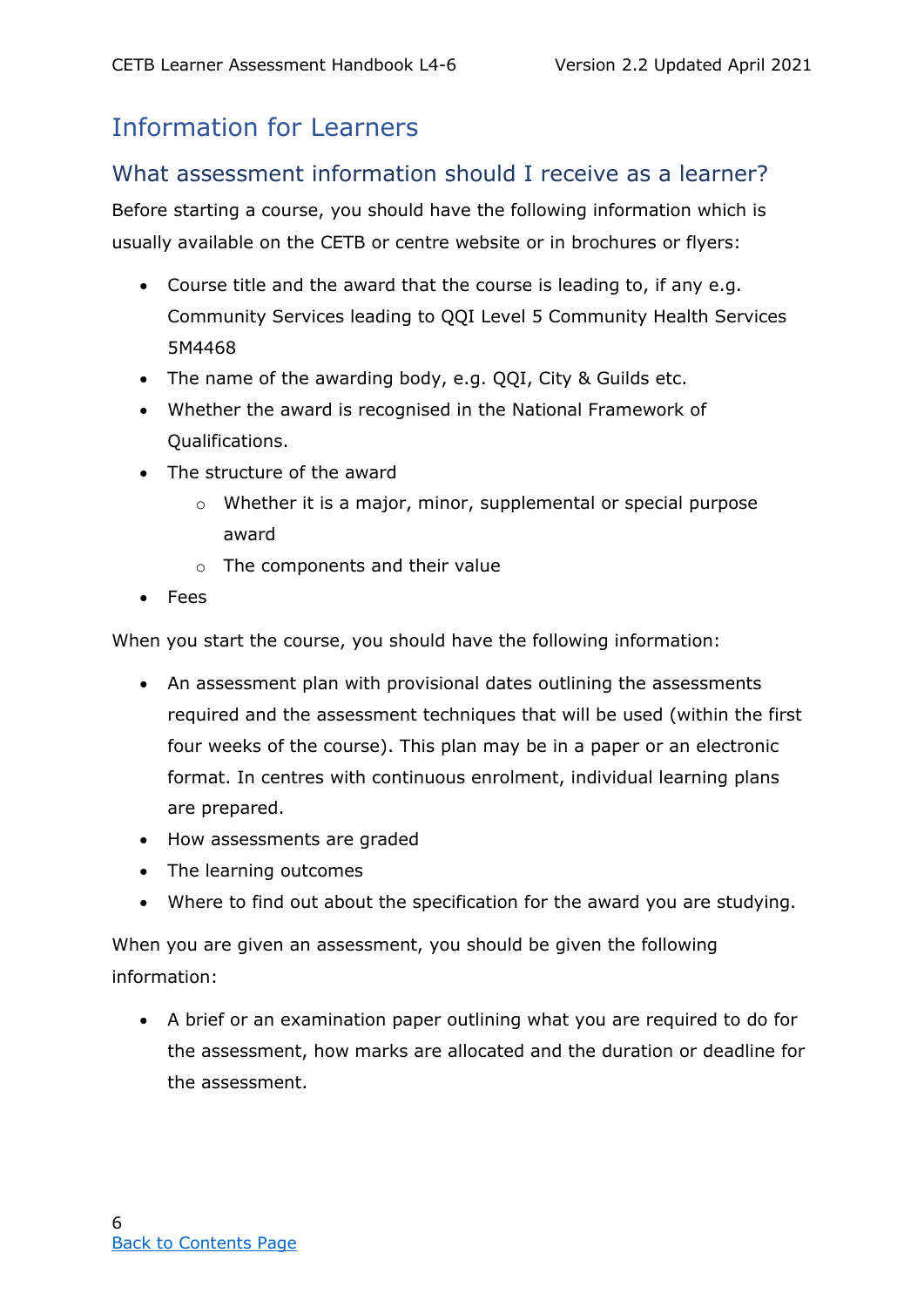# Information for Learners

## What assessment information should I receive as a learner?

Before starting a course, you should have the following information which is usually available on the CETB or centre website or in brochures or flyers:

- Course title and the award that the course is leading to, if any e.g. Community Services leading to QQI Level 5 Community Health Services 5M4468
- The name of the awarding body, e.g. QQI, City & Guilds etc.
- Whether the award is recognised in the National Framework of Qualifications.
- The structure of the award
    - Whether it is a major, minor, supplemental or special purpose award
    - The components and their value
- Fees

When you start the course, you should have the following information:

- An assessment plan with provisional dates outlining the assessments required and the assessment techniques that will be used (within the first four weeks of the course). This plan may be in a paper or an electronic format. In centres with continuous enrolment, individual learning plans are prepared.
- How assessments are graded
- The learning outcomes
- Where to find out about the specification for the award you are studying.

When you are given an assessment, you should be given the following information:

- A brief or an examination paper outlining what you are required to do for the assessment, how marks are allocated and the duration or deadline for the assessment.

[Back to Contents Page]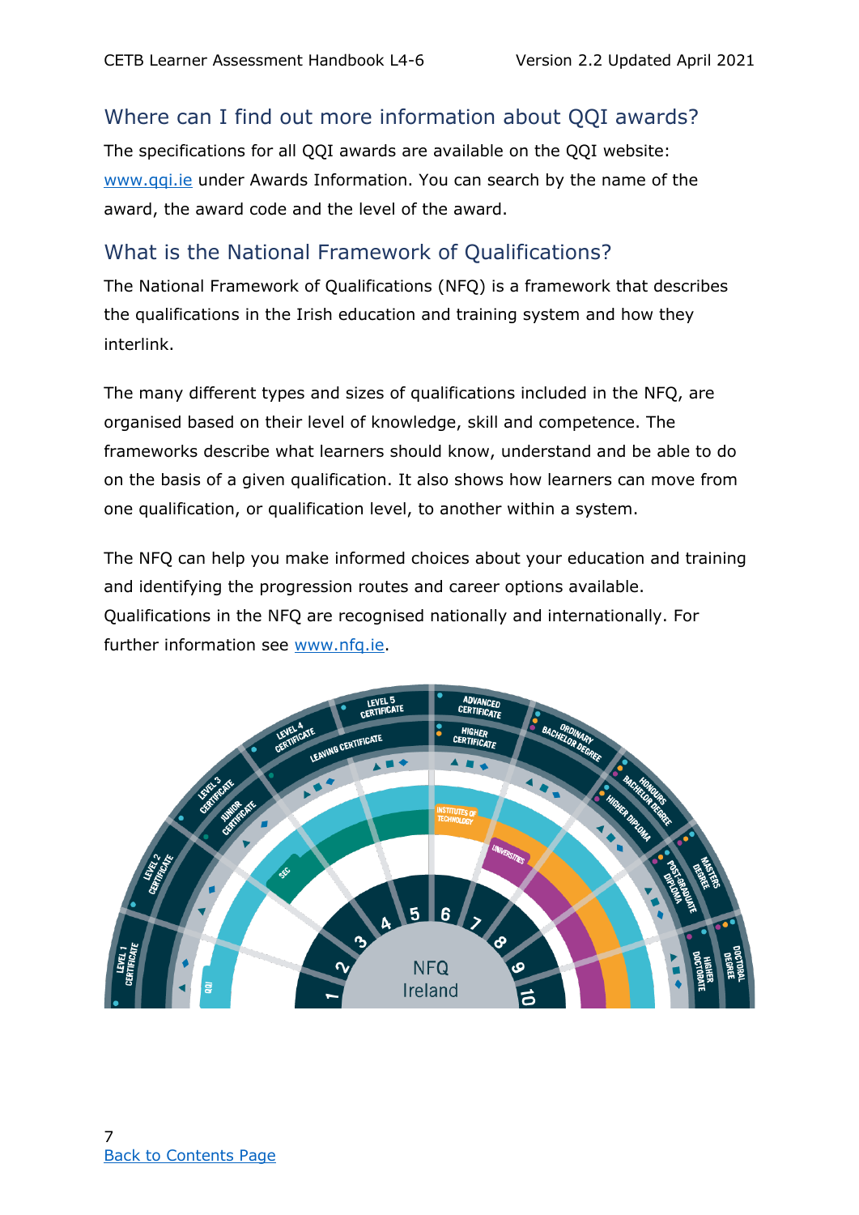## Where can I find out more information about QQI awards?

The specifications for all QQI awards are available on the QQI website: www.qqi.ie under Awards Information. You can search by the name of the award, the award code and the level of the award.

## What is the National Framework of Qualifications?

The National Framework of Qualifications (NFQ) is a framework that describes the qualifications in the Irish education and training system and how they interlink.

The many different types and sizes of qualifications included in the NFQ, are organised based on their level of knowledge, skill and competence. The frameworks describe what learners should know, understand and be able to do on the basis of a given qualification. It also shows how learners can move from one qualification, or qualification level, to another within a system.

The NFQ can help you make informed choices about your education and training and identifying the progression routes and career options available. Qualifications in the NFQ are recognised nationally and internationally. For further information see www.nfq.ie.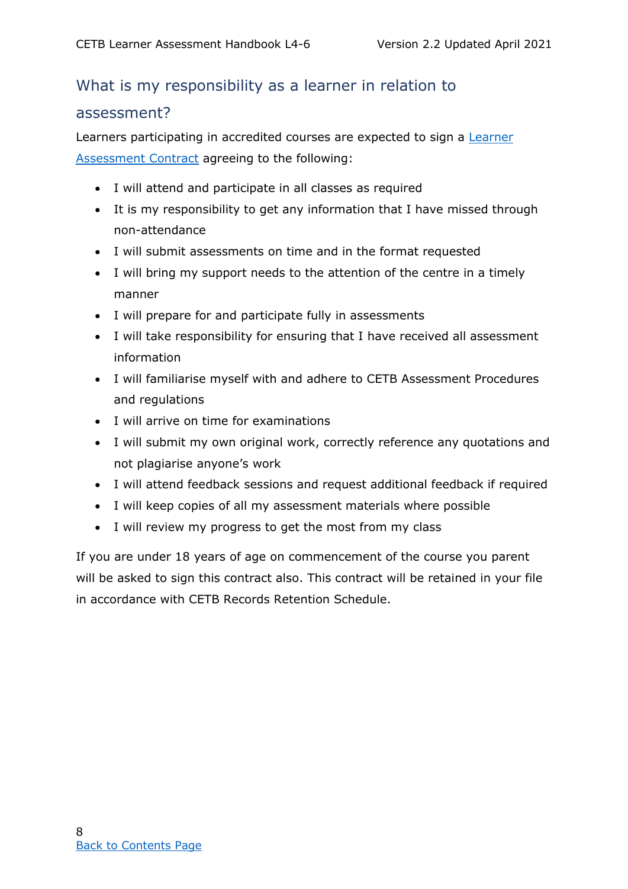## What is my responsibility as a learner in relation to assessment?

Learners participating in accredited courses are expected to sign a [Learner Assessment Contract] agreeing to the following:

- I will attend and participate in all classes as required
- It is my responsibility to get any information that I have missed through non-attendance
- I will submit assessments on time and in the format requested
- I will bring my support needs to the attention of the centre in a timely manner
- I will prepare for and participate fully in assessments
- I will take responsibility for ensuring that I have received all assessment information
- I will familiarise myself with and adhere to CETB Assessment Procedures and regulations
- I will arrive on time for examinations
- I will submit my own original work, correctly reference any quotations and not plagiarise anyone's work
- I will attend feedback sessions and request additional feedback if required
- I will keep copies of all my assessment materials where possible
- I will review my progress to get the most from my class

If you are under 18 years of age on commencement of the course you parent will be asked to sign this contract also. This contract will be retained in your file in accordance with CETB Records Retention Schedule.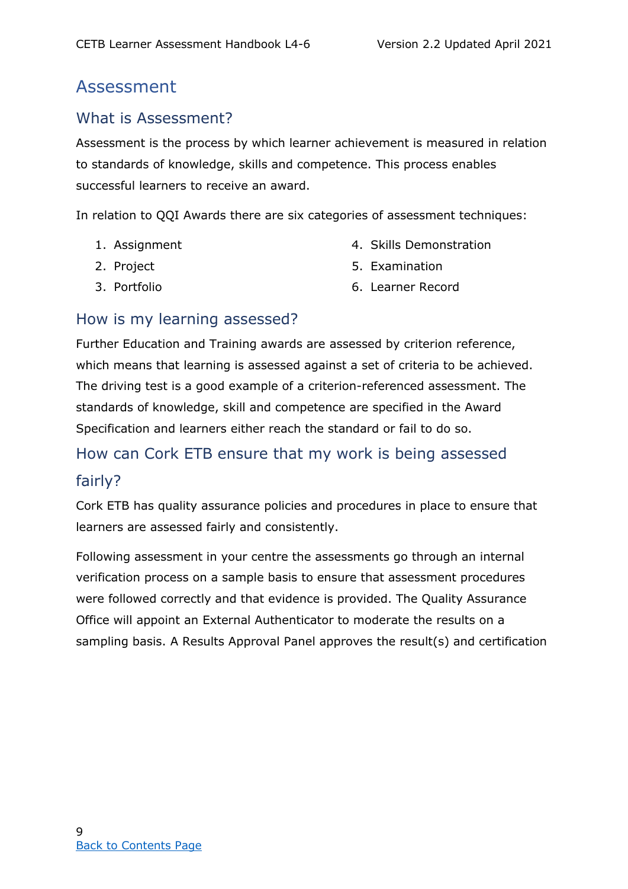# Assessment

## What is Assessment?

Assessment is the process by which learner achievement is measured in relation to standards of knowledge, skills and competence. This process enables successful learners to receive an award.

In relation to QQI Awards there are six categories of assessment techniques:

1. Assignment
2. Project
3. Portfolio
4. Skills Demonstration
5. Examination
6. Learner Record

## How is my learning assessed?

Further Education and Training awards are assessed by criterion reference, which means that learning is assessed against a set of criteria to be achieved. The driving test is a good example of a criterion-referenced assessment. The standards of knowledge, skill and competence are specified in the Award Specification and learners either reach the standard or fail to do so.

## How can Cork ETB ensure that my work is being assessed fairly?

Cork ETB has quality assurance policies and procedures in place to ensure that learners are assessed fairly and consistently.

Following assessment in your centre the assessments go through an internal verification process on a sample basis to ensure that assessment procedures were followed correctly and that evidence is provided. The Quality Assurance Office will appoint an External Authenticator to moderate the results on a sampling basis. A Results Approval Panel approves the result(s) and certification

[Back to Contents Page]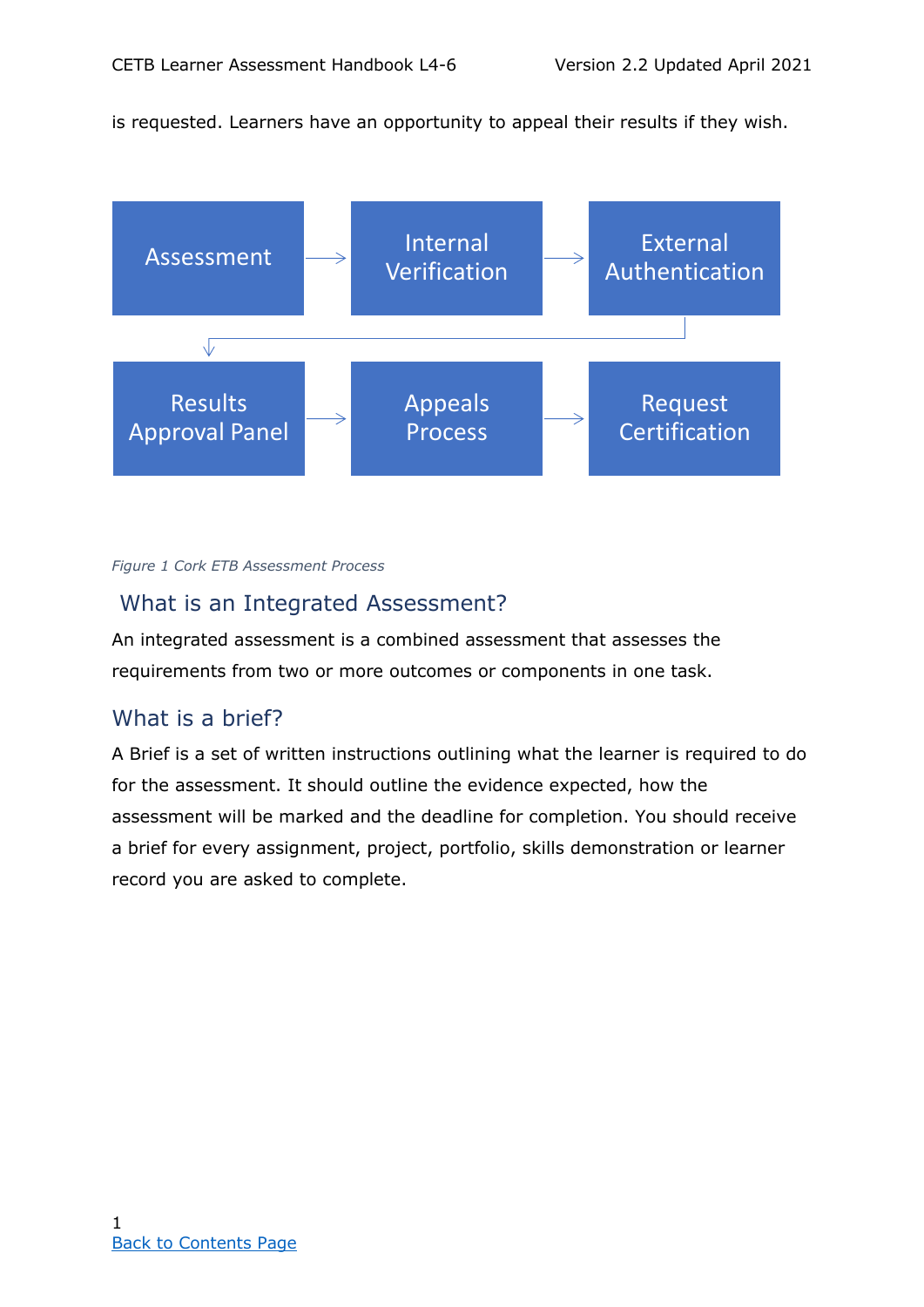is requested. Learners have an opportunity to appeal their results if they wish.

Assessment → Internal Verification → External Authentication → Results Approval Panel → Appeals Process → Request Certification

*Figure 1 Cork ETB Assessment Process*

## What is an Integrated Assessment?

An integrated assessment is a combined assessment that assesses the requirements from two or more outcomes or components in one task.

## What is a brief?

A Brief is a set of written instructions outlining what the learner is required to do for the assessment. It should outline the evidence expected, how the assessment will be marked and the deadline for completion. You should receive a brief for every assignment, project, portfolio, skills demonstration or learner record you are asked to complete.

[Back to Contents Page]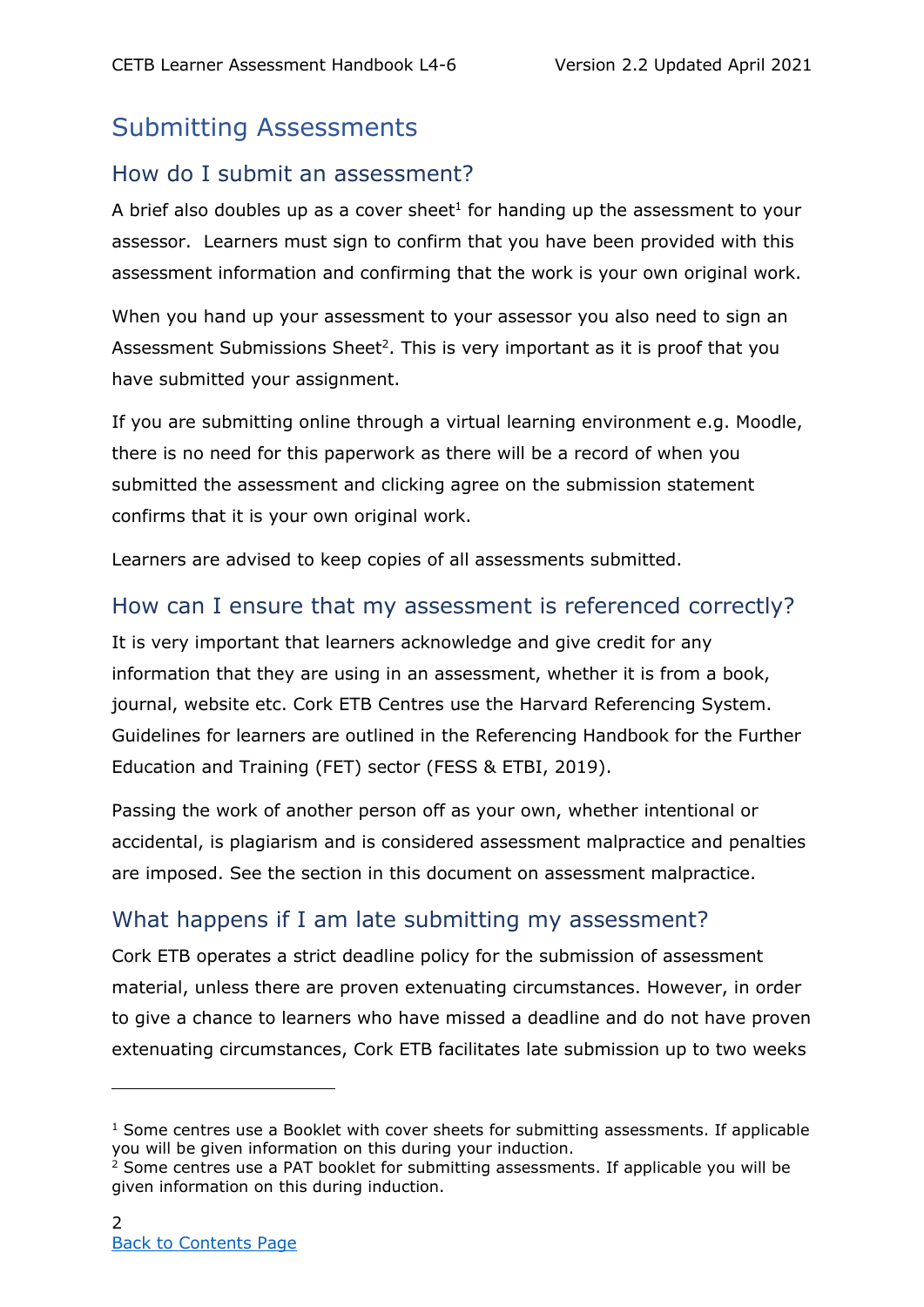# Submitting Assessments

## How do I submit an assessment?

A brief also doubles up as a cover sheet[1] for handing up the assessment to your assessor. Learners must sign to confirm that you have been provided with this assessment information and confirming that the work is your own original work.

When you hand up your assessment to your assessor you also need to sign an Assessment Submissions Sheet[2]. This is very important as it is proof that you have submitted your assignment.

If you are submitting online through a virtual learning environment e.g. Moodle, there is no need for this paperwork as there will be a record of when you submitted the assessment and clicking agree on the submission statement confirms that it is your own original work.

Learners are advised to keep copies of all assessments submitted.

## How can I ensure that my assessment is referenced correctly?

It is very important that learners acknowledge and give credit for any information that they are using in an assessment, whether it is from a book, journal, website etc. Cork ETB Centres use the Harvard Referencing System. Guidelines for learners are outlined in the Referencing Handbook for the Further Education and Training (FET) sector (FESS & ETBI, 2019).

Passing the work of another person off as your own, whether intentional or accidental, is plagiarism and is considered assessment malpractice and penalties are imposed. See the section in this document on assessment malpractice.

## What happens if I am late submitting my assessment?

Cork ETB operates a strict deadline policy for the submission of assessment material, unless there are proven extenuating circumstances. However, in order to give a chance to learners who have missed a deadline and do not have proven extenuating circumstances, Cork ETB facilitates late submission up to two weeks

---

[1] Some centres use a Booklet with cover sheets for submitting assessments. If applicable you will be given information on this during your induction.

[2] Some centres use a PAT booklet for submitting assessments. If applicable you will be given information on this during induction.

Back to Contents Page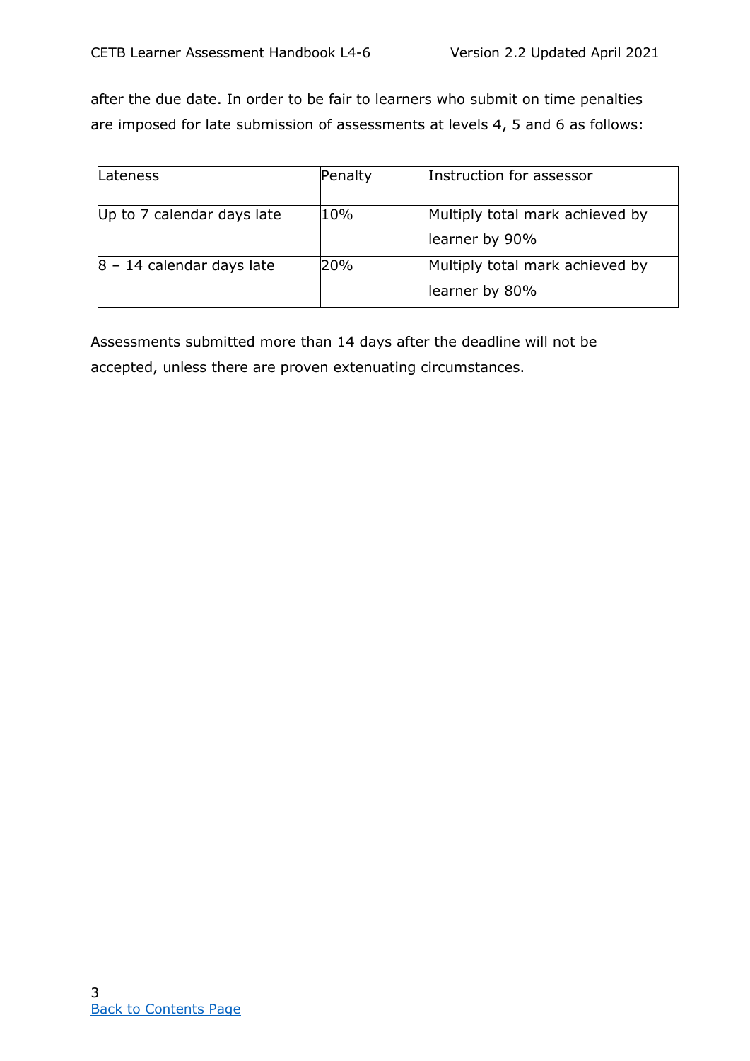after the due date. In order to be fair to learners who submit on time penalties are imposed for late submission of assessments at levels 4, 5 and 6 as follows:

| Lateness | Penalty | Instruction for assessor |
| --- | --- | --- |
| Up to 7 calendar days late | 10% | Multiply total mark achieved by learner by 90% |
| 8 – 14 calendar days late | 20% | Multiply total mark achieved by learner by 80% |

Assessments submitted more than 14 days after the deadline will not be accepted, unless there are proven extenuating circumstances.

[Back to Contents Page](#)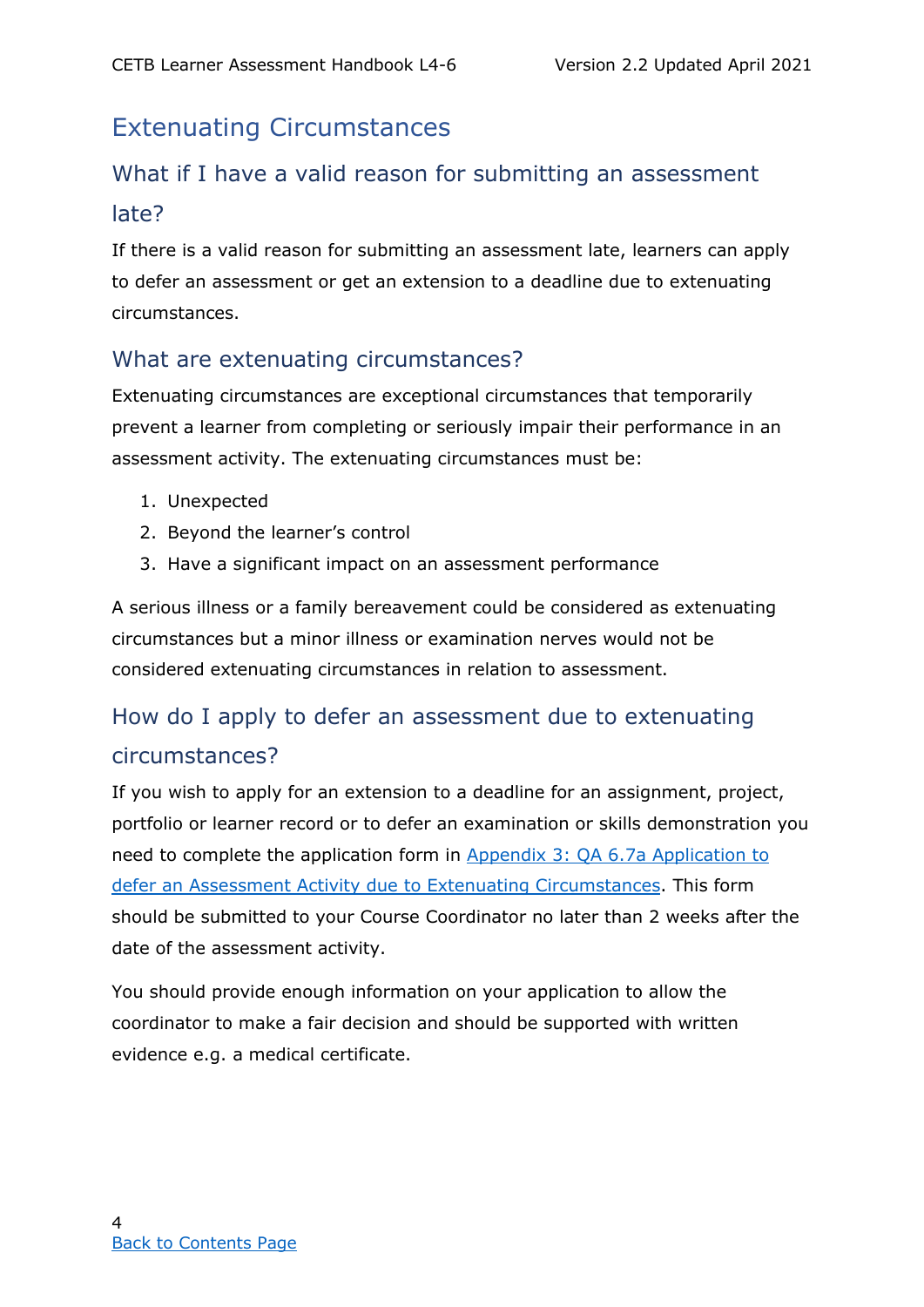# Extenuating Circumstances

## What if I have a valid reason for submitting an assessment late?

If there is a valid reason for submitting an assessment late, learners can apply to defer an assessment or get an extension to a deadline due to extenuating circumstances.

## What are extenuating circumstances?

Extenuating circumstances are exceptional circumstances that temporarily prevent a learner from completing or seriously impair their performance in an assessment activity. The extenuating circumstances must be:

1. Unexpected
2. Beyond the learner's control
3. Have a significant impact on an assessment performance

A serious illness or a family bereavement could be considered as extenuating circumstances but a minor illness or examination nerves would not be considered extenuating circumstances in relation to assessment.

## How do I apply to defer an assessment due to extenuating circumstances?

If you wish to apply for an extension to a deadline for an assignment, project, portfolio or learner record or to defer an examination or skills demonstration you need to complete the application form in Appendix 3: QA 6.7a Application to defer an Assessment Activity due to Extenuating Circumstances. This form should be submitted to your Course Coordinator no later than 2 weeks after the date of the assessment activity.

You should provide enough information on your application to allow the coordinator to make a fair decision and should be supported with written evidence e.g. a medical certificate.

Back to Contents Page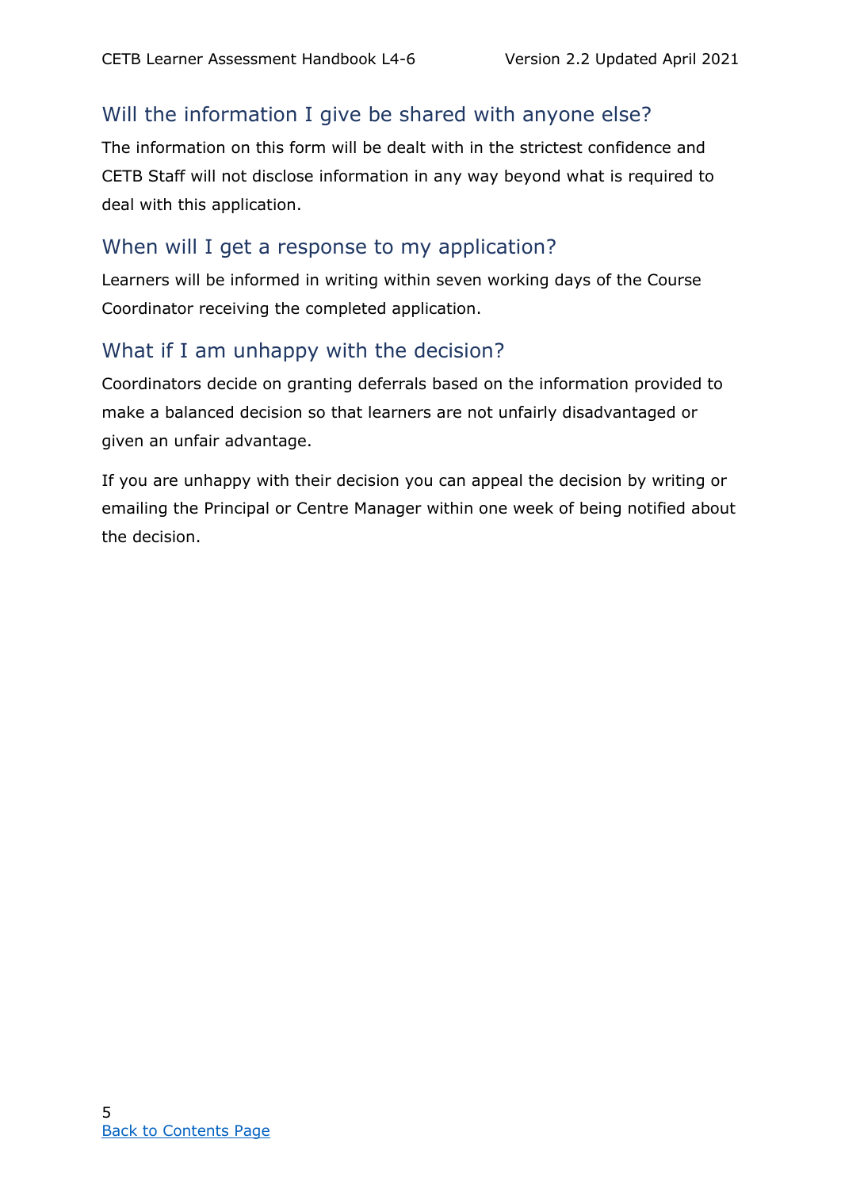## Will the information I give be shared with anyone else?

The information on this form will be dealt with in the strictest confidence and CETB Staff will not disclose information in any way beyond what is required to deal with this application.

## When will I get a response to my application?

Learners will be informed in writing within seven working days of the Course Coordinator receiving the completed application.

## What if I am unhappy with the decision?

Coordinators decide on granting deferrals based on the information provided to make a balanced decision so that learners are not unfairly disadvantaged or given an unfair advantage.

If you are unhappy with their decision you can appeal the decision by writing or emailing the Principal or Centre Manager within one week of being notified about the decision.

[Back to Contents Page]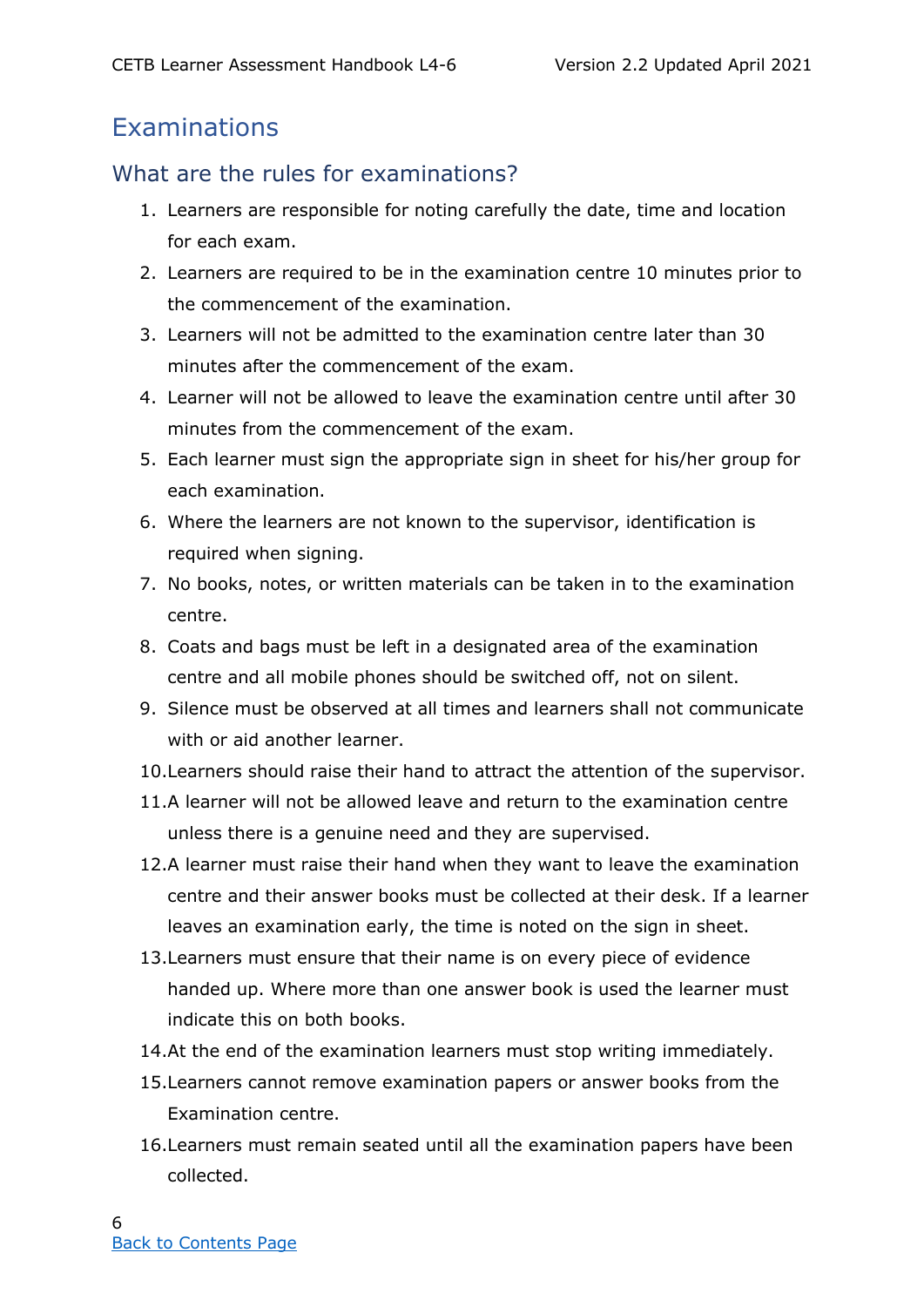# Examinations

## What are the rules for examinations?

1. Learners are responsible for noting carefully the date, time and location for each exam.
2. Learners are required to be in the examination centre 10 minutes prior to the commencement of the examination.
3. Learners will not be admitted to the examination centre later than 30 minutes after the commencement of the exam.
4. Learner will not be allowed to leave the examination centre until after 30 minutes from the commencement of the exam.
5. Each learner must sign the appropriate sign in sheet for his/her group for each examination.
6. Where the learners are not known to the supervisor, identification is required when signing.
7. No books, notes, or written materials can be taken in to the examination centre.
8. Coats and bags must be left in a designated area of the examination centre and all mobile phones should be switched off, not on silent.
9. Silence must be observed at all times and learners shall not communicate with or aid another learner.
10. Learners should raise their hand to attract the attention of the supervisor.
11. A learner will not be allowed leave and return to the examination centre unless there is a genuine need and they are supervised.
12. A learner must raise their hand when they want to leave the examination centre and their answer books must be collected at their desk. If a learner leaves an examination early, the time is noted on the sign in sheet.
13. Learners must ensure that their name is on every piece of evidence handed up. Where more than one answer book is used the learner must indicate this on both books.
14. At the end of the examination learners must stop writing immediately.
15. Learners cannot remove examination papers or answer books from the Examination centre.
16. Learners must remain seated until all the examination papers have been collected.

[Back to Contents Page]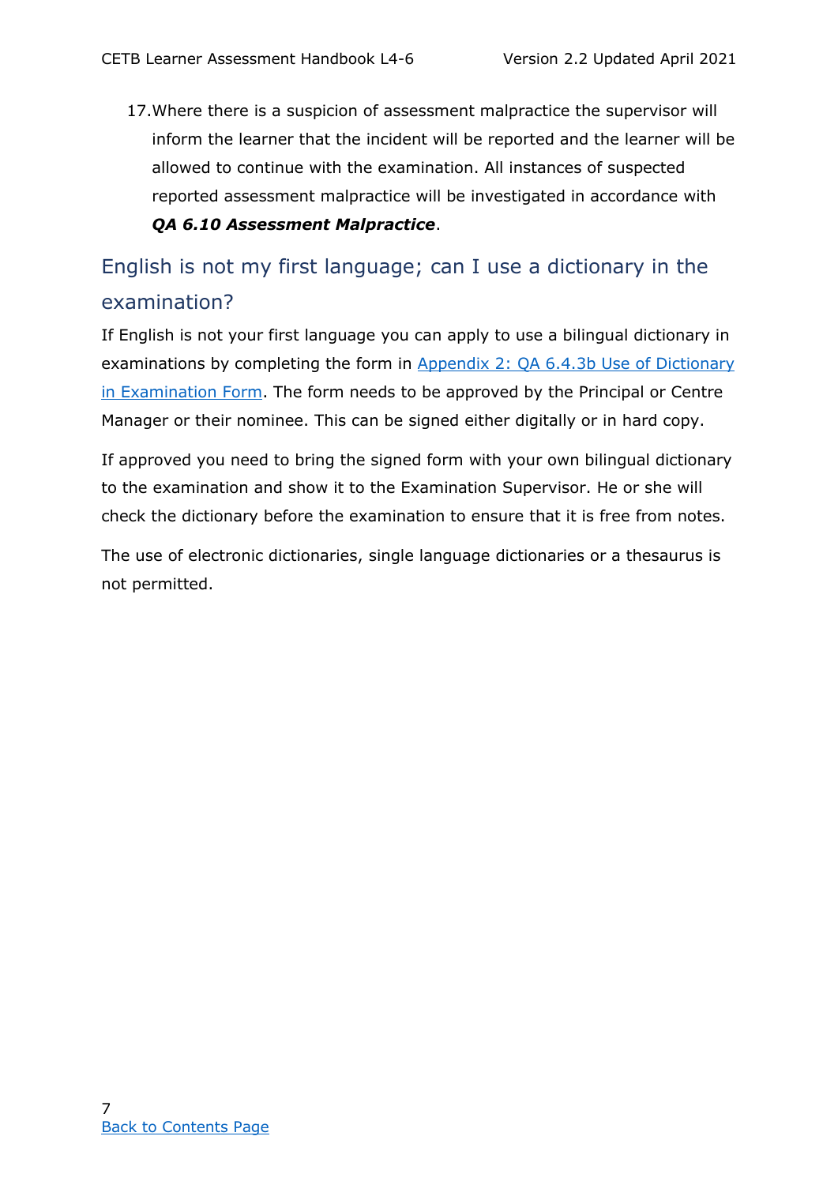17. Where there is a suspicion of assessment malpractice the supervisor will inform the learner that the incident will be reported and the learner will be allowed to continue with the examination. All instances of suspected reported assessment malpractice will be investigated in accordance with ***QA 6.10 Assessment Malpractice***.

## English is not my first language; can I use a dictionary in the examination?

If English is not your first language you can apply to use a bilingual dictionary in examinations by completing the form in Appendix 2: QA 6.4.3b Use of Dictionary in Examination Form. The form needs to be approved by the Principal or Centre Manager or their nominee. This can be signed either digitally or in hard copy.

If approved you need to bring the signed form with your own bilingual dictionary to the examination and show it to the Examination Supervisor. He or she will check the dictionary before the examination to ensure that it is free from notes.

The use of electronic dictionaries, single language dictionaries or a thesaurus is not permitted.

Back to Contents Page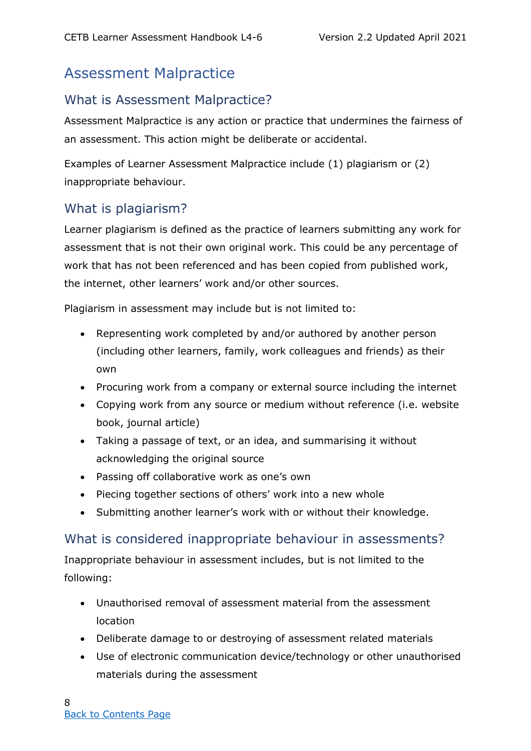# Assessment Malpractice

## What is Assessment Malpractice?

Assessment Malpractice is any action or practice that undermines the fairness of an assessment. This action might be deliberate or accidental.

Examples of Learner Assessment Malpractice include (1) plagiarism or (2) inappropriate behaviour.

## What is plagiarism?

Learner plagiarism is defined as the practice of learners submitting any work for assessment that is not their own original work. This could be any percentage of work that has not been referenced and has been copied from published work, the internet, other learners' work and/or other sources.

Plagiarism in assessment may include but is not limited to:

- Representing work completed by and/or authored by another person (including other learners, family, work colleagues and friends) as their own
- Procuring work from a company or external source including the internet
- Copying work from any source or medium without reference (i.e. website book, journal article)
- Taking a passage of text, or an idea, and summarising it without acknowledging the original source
- Passing off collaborative work as one's own
- Piecing together sections of others' work into a new whole
- Submitting another learner's work with or without their knowledge.

## What is considered inappropriate behaviour in assessments?

Inappropriate behaviour in assessment includes, but is not limited to the following:

- Unauthorised removal of assessment material from the assessment location
- Deliberate damage to or destroying of assessment related materials
- Use of electronic communication device/technology or other unauthorised materials during the assessment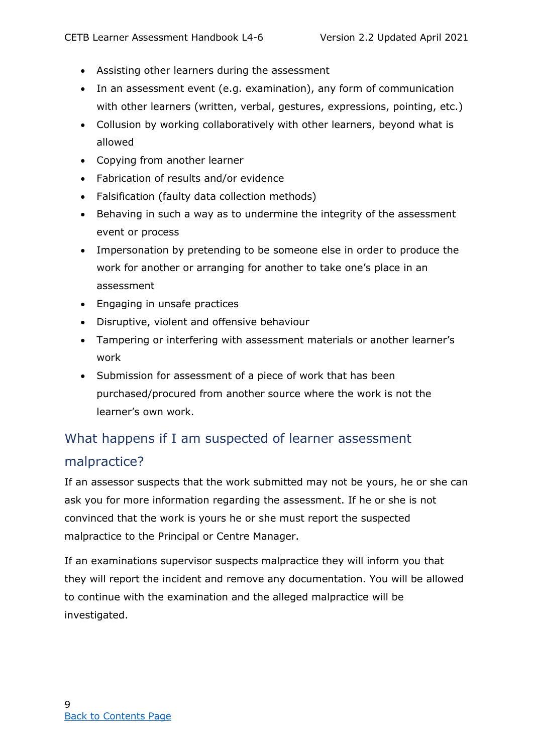- Assisting other learners during the assessment
- In an assessment event (e.g. examination), any form of communication with other learners (written, verbal, gestures, expressions, pointing, etc.)
- Collusion by working collaboratively with other learners, beyond what is allowed
- Copying from another learner
- Fabrication of results and/or evidence
- Falsification (faulty data collection methods)
- Behaving in such a way as to undermine the integrity of the assessment event or process
- Impersonation by pretending to be someone else in order to produce the work for another or arranging for another to take one's place in an assessment
- Engaging in unsafe practices
- Disruptive, violent and offensive behaviour
- Tampering or interfering with assessment materials or another learner's work
- Submission for assessment of a piece of work that has been purchased/procured from another source where the work is not the learner's own work.

## What happens if I am suspected of learner assessment malpractice?

If an assessor suspects that the work submitted may not be yours, he or she can ask you for more information regarding the assessment. If he or she is not convinced that the work is yours he or she must report the suspected malpractice to the Principal or Centre Manager.

If an examinations supervisor suspects malpractice they will inform you that they will report the incident and remove any documentation. You will be allowed to continue with the examination and the alleged malpractice will be investigated.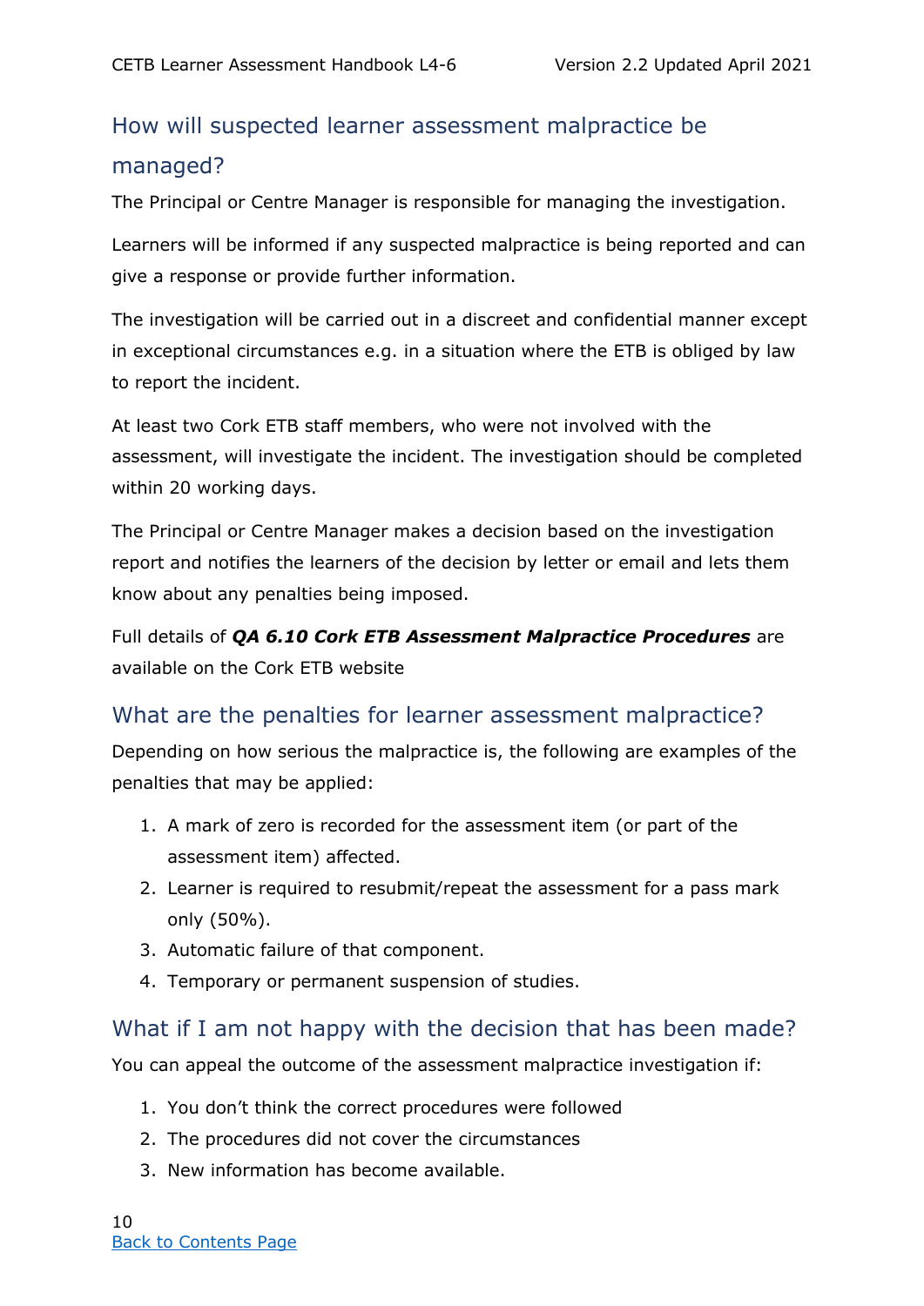## How will suspected learner assessment malpractice be managed?

The Principal or Centre Manager is responsible for managing the investigation.

Learners will be informed if any suspected malpractice is being reported and can give a response or provide further information.

The investigation will be carried out in a discreet and confidential manner except in exceptional circumstances e.g. in a situation where the ETB is obliged by law to report the incident.

At least two Cork ETB staff members, who were not involved with the assessment, will investigate the incident. The investigation should be completed within 20 working days.

The Principal or Centre Manager makes a decision based on the investigation report and notifies the learners of the decision by letter or email and lets them know about any penalties being imposed.

Full details of ***QA 6.10 Cork ETB Assessment Malpractice Procedures*** are available on the Cork ETB website

## What are the penalties for learner assessment malpractice?

Depending on how serious the malpractice is, the following are examples of the penalties that may be applied:

1. A mark of zero is recorded for the assessment item (or part of the assessment item) affected.
2. Learner is required to resubmit/repeat the assessment for a pass mark only (50%).
3. Automatic failure of that component.
4. Temporary or permanent suspension of studies.

## What if I am not happy with the decision that has been made?

You can appeal the outcome of the assessment malpractice investigation if:

1. You don't think the correct procedures were followed
2. The procedures did not cover the circumstances
3. New information has become available.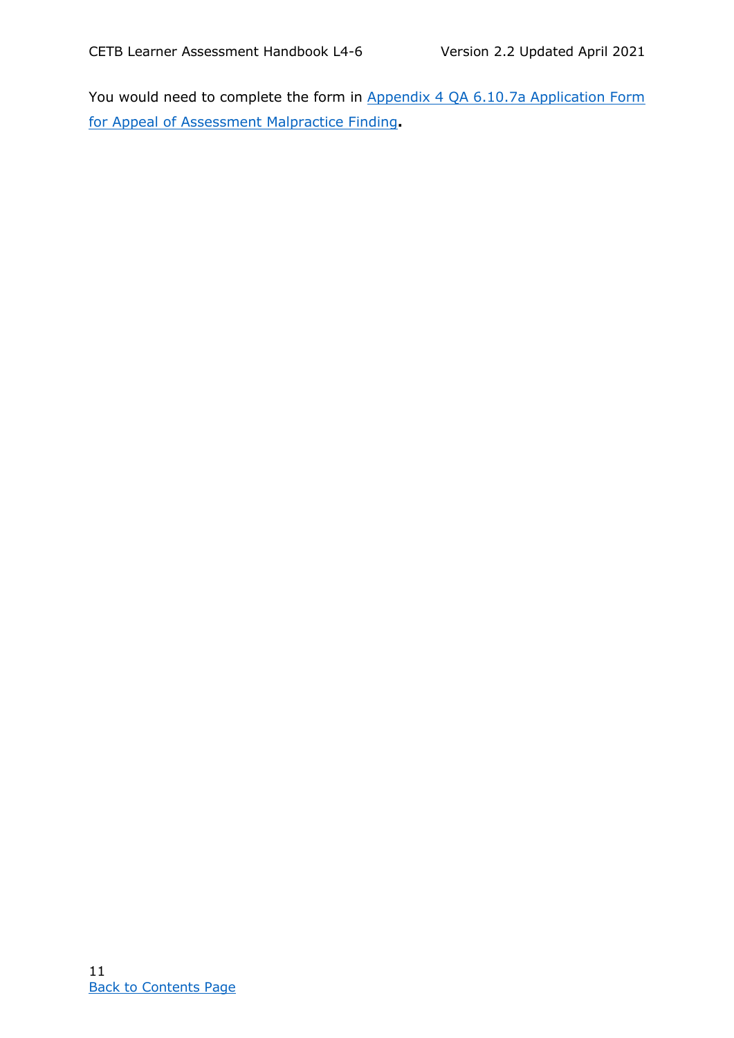You would need to complete the form in [Appendix 4 QA 6.10.7a Application Form for Appeal of Assessment Malpractice Finding]**.**

[Back to Contents Page]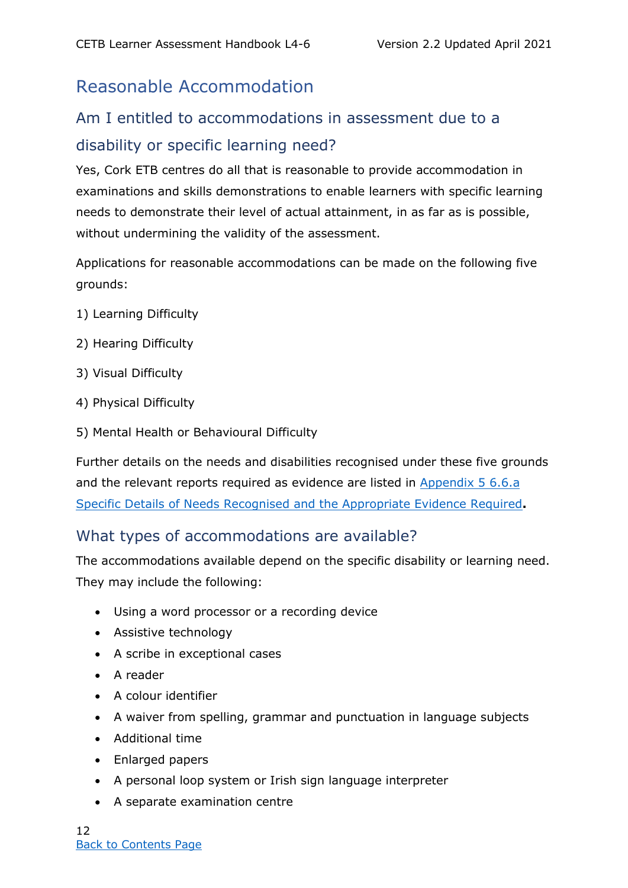# Reasonable Accommodation

## Am I entitled to accommodations in assessment due to a disability or specific learning need?

Yes, Cork ETB centres do all that is reasonable to provide accommodation in examinations and skills demonstrations to enable learners with specific learning needs to demonstrate their level of actual attainment, in as far as is possible, without undermining the validity of the assessment.

Applications for reasonable accommodations can be made on the following five grounds:

1) Learning Difficulty

2) Hearing Difficulty

3) Visual Difficulty

4) Physical Difficulty

5) Mental Health or Behavioural Difficulty

Further details on the needs and disabilities recognised under these five grounds and the relevant reports required as evidence are listed in Appendix 5 6.6.a Specific Details of Needs Recognised and the Appropriate Evidence Required.

## What types of accommodations are available?

The accommodations available depend on the specific disability or learning need. They may include the following:

- Using a word processor or a recording device
- Assistive technology
- A scribe in exceptional cases
- A reader
- A colour identifier
- A waiver from spelling, grammar and punctuation in language subjects
- Additional time
- Enlarged papers
- A personal loop system or Irish sign language interpreter
- A separate examination centre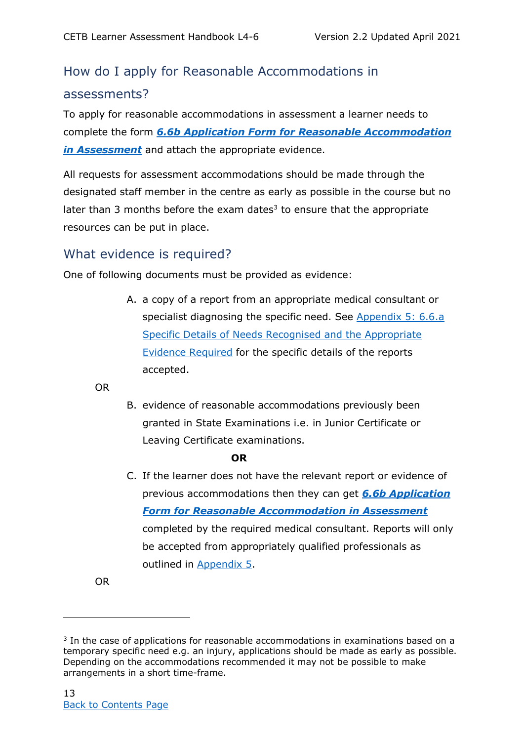## How do I apply for Reasonable Accommodations in assessments?

To apply for reasonable accommodations in assessment a learner needs to complete the form ***6.6b Application Form for Reasonable Accommodation in Assessment*** and attach the appropriate evidence.

All requests for assessment accommodations should be made through the designated staff member in the centre as early as possible in the course but no later than 3 months before the exam dates[3] to ensure that the appropriate resources can be put in place.

## What evidence is required?

One of following documents must be provided as evidence:

A. a copy of a report from an appropriate medical consultant or specialist diagnosing the specific need. See Appendix 5: 6.6.a Specific Details of Needs Recognised and the Appropriate Evidence Required for the specific details of the reports accepted.

OR

B. evidence of reasonable accommodations previously been granted in State Examinations i.e. in Junior Certificate or Leaving Certificate examinations.

**OR**

C. If the learner does not have the relevant report or evidence of previous accommodations then they can get ***6.6b Application Form for Reasonable Accommodation in Assessment*** completed by the required medical consultant. Reports will only be accepted from appropriately qualified professionals as outlined in Appendix 5.

OR

---

[3] In the case of applications for reasonable accommodations in examinations based on a temporary specific need e.g. an injury, applications should be made as early as possible. Depending on the accommodations recommended it may not be possible to make arrangements in a short time-frame.

Back to Contents Page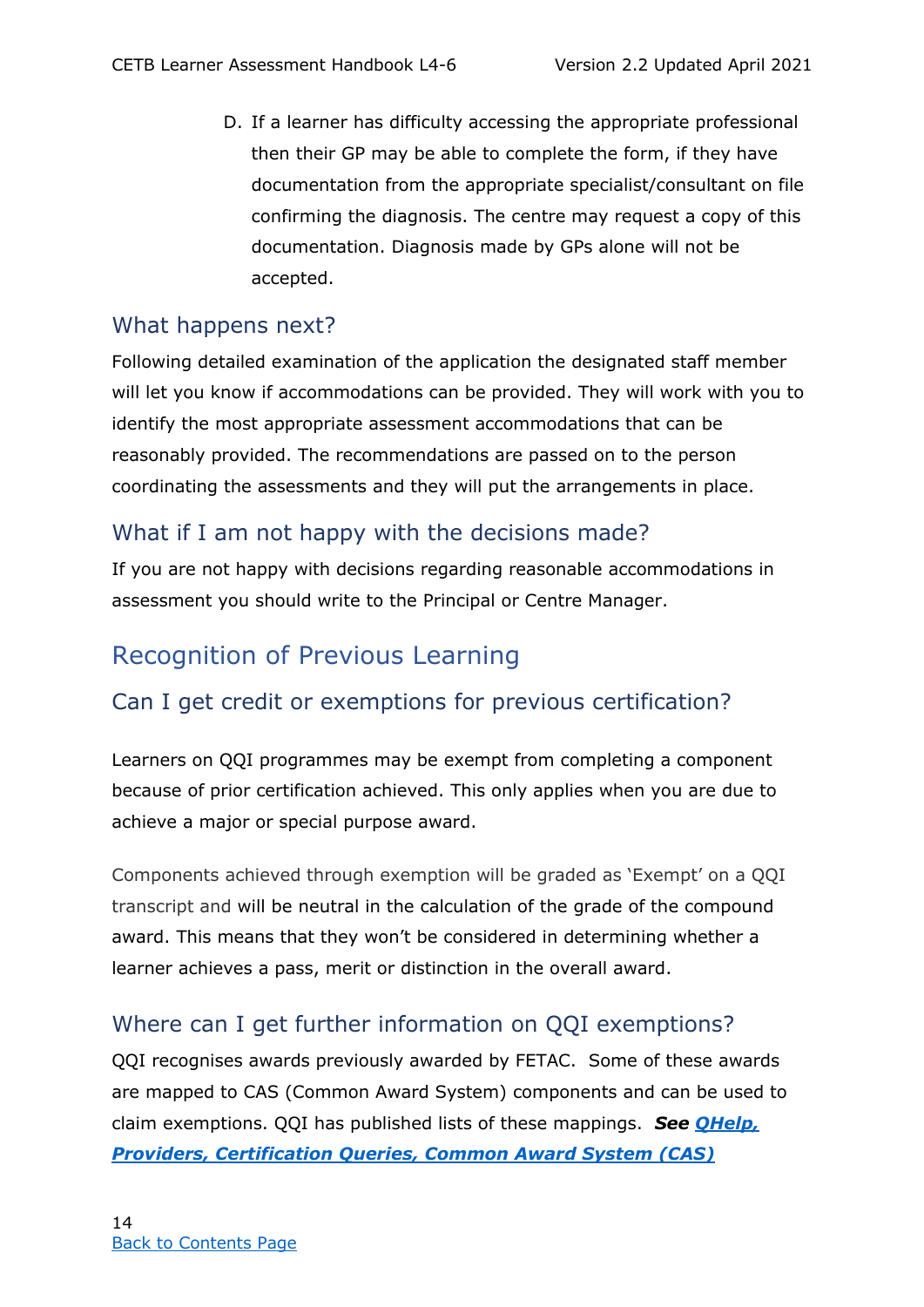D. If a learner has difficulty accessing the appropriate professional then their GP may be able to complete the form, if they have documentation from the appropriate specialist/consultant on file confirming the diagnosis. The centre may request a copy of this documentation. Diagnosis made by GPs alone will not be accepted.

### What happens next?

Following detailed examination of the application the designated staff member will let you know if accommodations can be provided. They will work with you to identify the most appropriate assessment accommodations that can be reasonably provided. The recommendations are passed on to the person coordinating the assessments and they will put the arrangements in place.

### What if I am not happy with the decisions made?

If you are not happy with decisions regarding reasonable accommodations in assessment you should write to the Principal or Centre Manager.

## Recognition of Previous Learning

### Can I get credit or exemptions for previous certification?

Learners on QQI programmes may be exempt from completing a component because of prior certification achieved. This only applies when you are due to achieve a major or special purpose award.

Components achieved through exemption will be graded as 'Exempt' on a QQI transcript and will be neutral in the calculation of the grade of the compound award. This means that they won't be considered in determining whether a learner achieves a pass, merit or distinction in the overall award.

### Where can I get further information on QQI exemptions?

QQI recognises awards previously awarded by FETAC. Some of these awards are mapped to CAS (Common Award System) components and can be used to claim exemptions. QQI has published lists of these mappings. ***See QHelp, Providers, Certification Queries, Common Award System (CAS)***

Back to Contents Page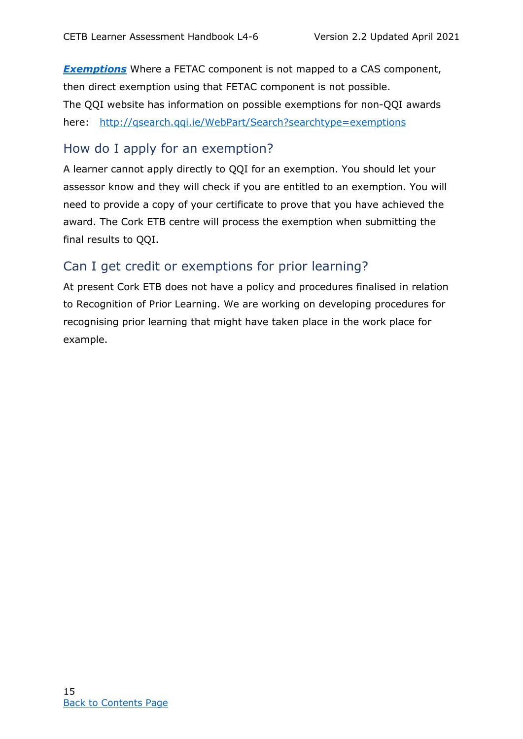***Exemptions*** Where a FETAC component is not mapped to a CAS component, then direct exemption using that FETAC component is not possible.
The QQI website has information on possible exemptions for non-QQI awards here: http://qsearch.qqi.ie/WebPart/Search?searchtype=exemptions

## How do I apply for an exemption?

A learner cannot apply directly to QQI for an exemption. You should let your assessor know and they will check if you are entitled to an exemption. You will need to provide a copy of your certificate to prove that you have achieved the award. The Cork ETB centre will process the exemption when submitting the final results to QQI.

## Can I get credit or exemptions for prior learning?

At present Cork ETB does not have a policy and procedures finalised in relation to Recognition of Prior Learning. We are working on developing procedures for recognising prior learning that might have taken place in the work place for example.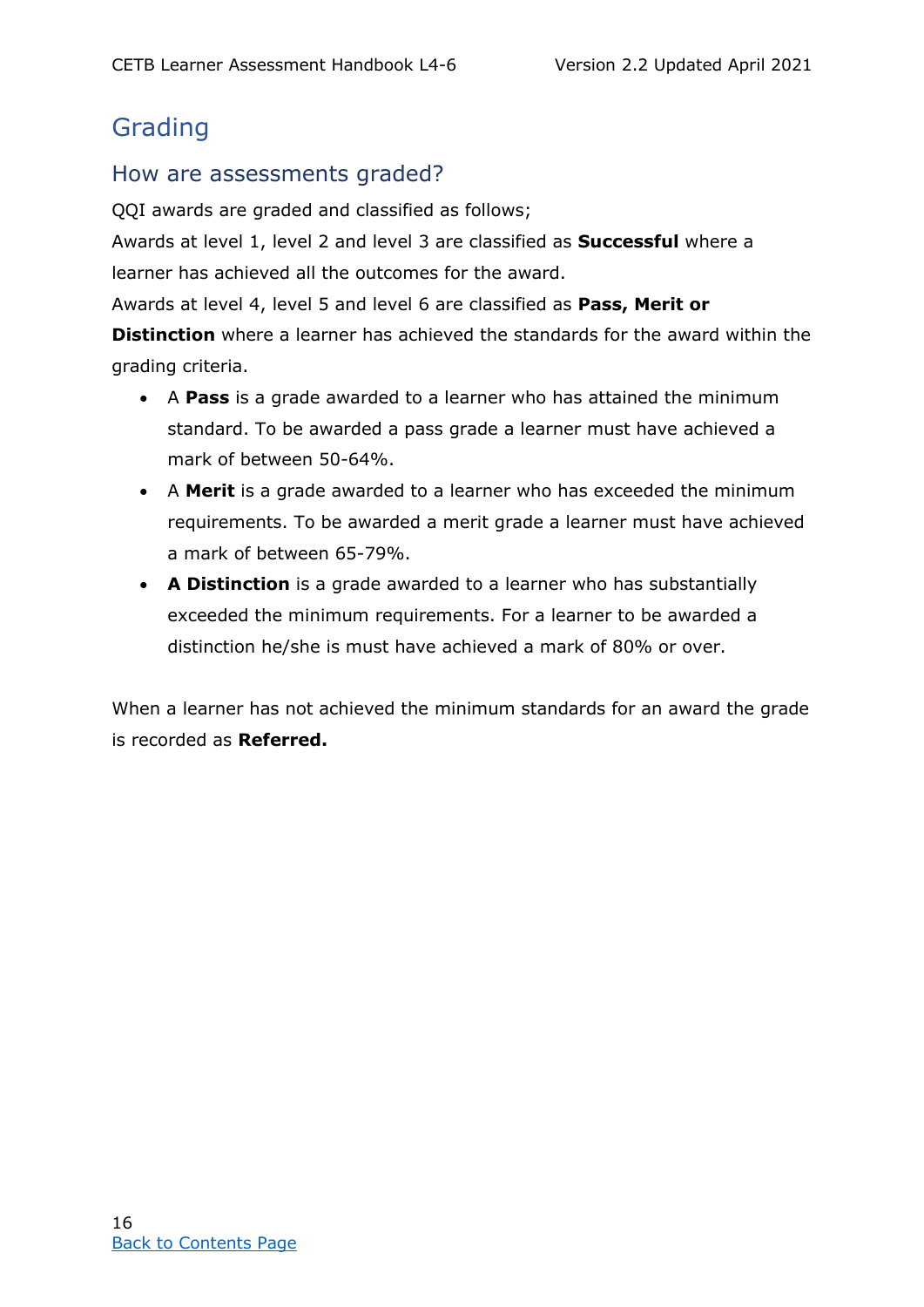# Grading

## How are assessments graded?

QQI awards are graded and classified as follows;

Awards at level 1, level 2 and level 3 are classified as **Successful** where a learner has achieved all the outcomes for the award.

Awards at level 4, level 5 and level 6 are classified as **Pass, Merit or Distinction** where a learner has achieved the standards for the award within the grading criteria.

- A **Pass** is a grade awarded to a learner who has attained the minimum standard. To be awarded a pass grade a learner must have achieved a mark of between 50-64%.
- A **Merit** is a grade awarded to a learner who has exceeded the minimum requirements. To be awarded a merit grade a learner must have achieved a mark of between 65-79%.
- **A Distinction** is a grade awarded to a learner who has substantially exceeded the minimum requirements. For a learner to be awarded a distinction he/she is must have achieved a mark of 80% or over.

When a learner has not achieved the minimum standards for an award the grade is recorded as **Referred.**

[Back to Contents Page]()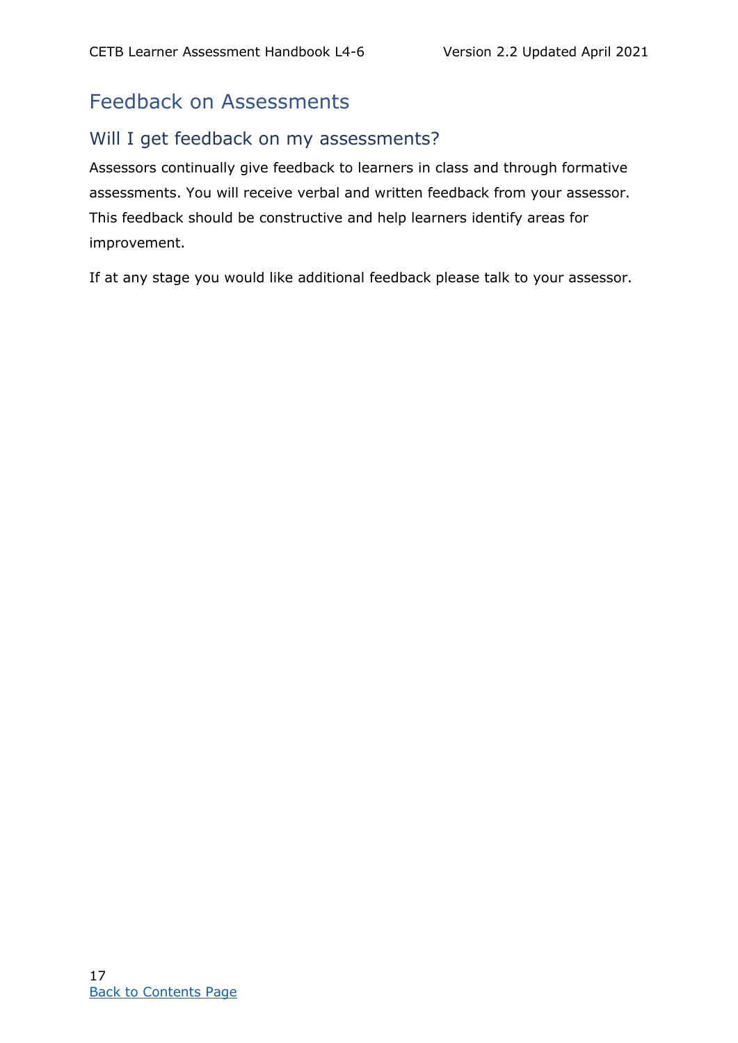# Feedback on Assessments

## Will I get feedback on my assessments?

Assessors continually give feedback to learners in class and through formative assessments. You will receive verbal and written feedback from your assessor. This feedback should be constructive and help learners identify areas for improvement.

If at any stage you would like additional feedback please talk to your assessor.

Back to Contents Page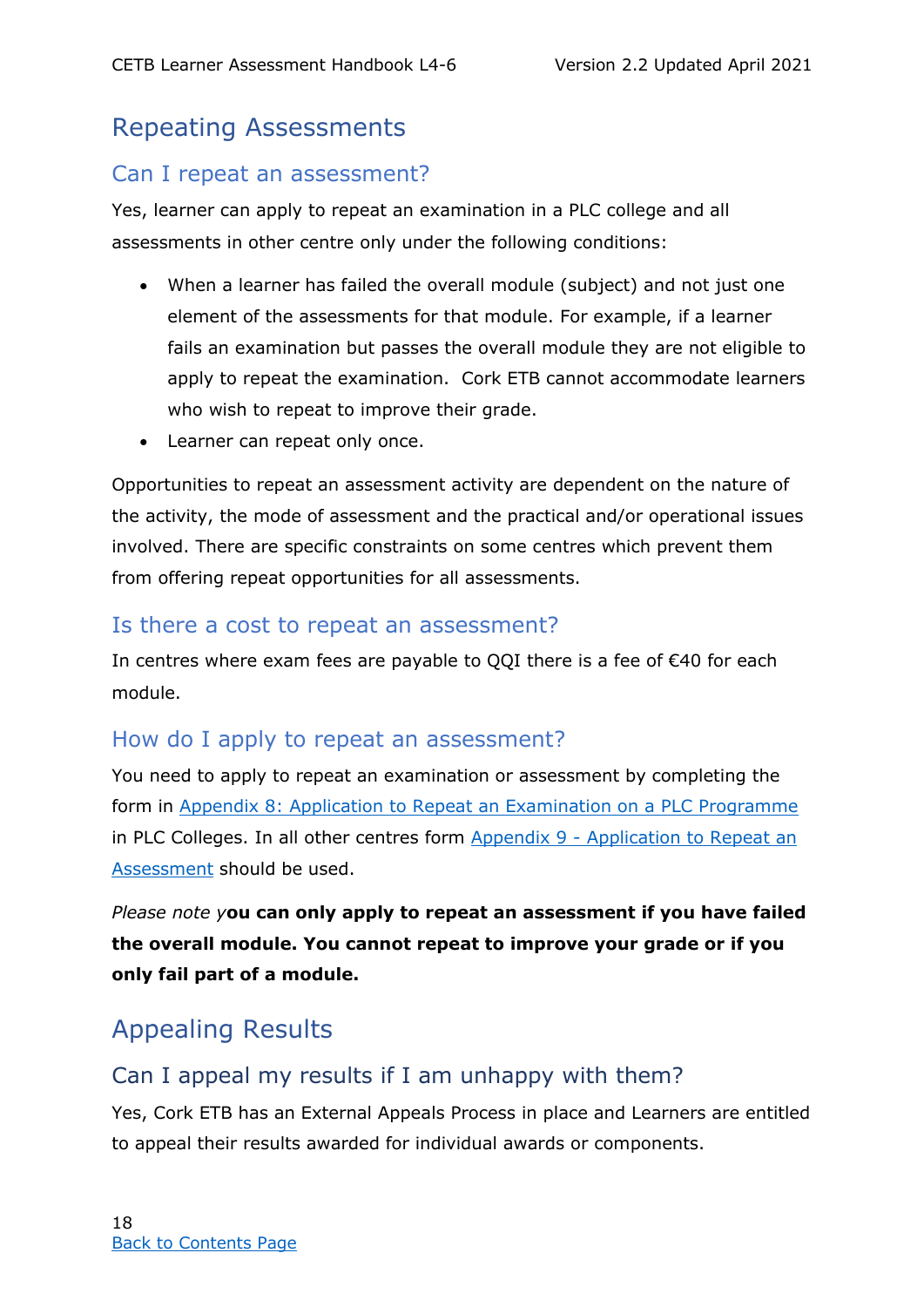## Repeating Assessments

### Can I repeat an assessment?

Yes, learner can apply to repeat an examination in a PLC college and all assessments in other centre only under the following conditions:

- When a learner has failed the overall module (subject) and not just one element of the assessments for that module. For example, if a learner fails an examination but passes the overall module they are not eligible to apply to repeat the examination. Cork ETB cannot accommodate learners who wish to repeat to improve their grade.
- Learner can repeat only once.

Opportunities to repeat an assessment activity are dependent on the nature of the activity, the mode of assessment and the practical and/or operational issues involved. There are specific constraints on some centres which prevent them from offering repeat opportunities for all assessments.

### Is there a cost to repeat an assessment?

In centres where exam fees are payable to QQI there is a fee of €40 for each module.

### How do I apply to repeat an assessment?

You need to apply to repeat an examination or assessment by completing the form in Appendix 8: Application to Repeat an Examination on a PLC Programme in PLC Colleges. In all other centres form Appendix 9 - Application to Repeat an Assessment should be used.

*Please note y***ou can only apply to repeat an assessment if you have failed the overall module. You cannot repeat to improve your grade or if you only fail part of a module.**

## Appealing Results

### Can I appeal my results if I am unhappy with them?

Yes, Cork ETB has an External Appeals Process in place and Learners are entitled to appeal their results awarded for individual awards or components.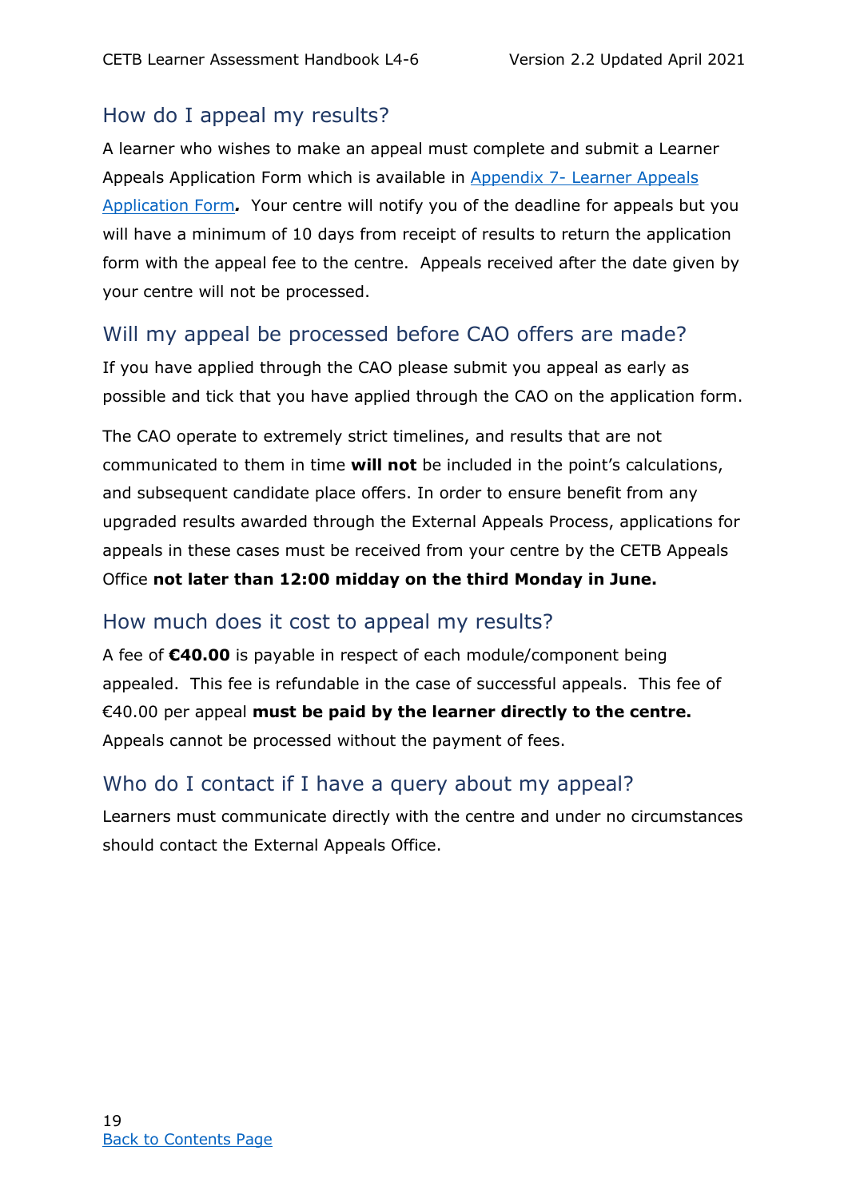## How do I appeal my results?

A learner who wishes to make an appeal must complete and submit a Learner Appeals Application Form which is available in [Appendix 7- Learner Appeals Application Form](#)***.*** Your centre will notify you of the deadline for appeals but you will have a minimum of 10 days from receipt of results to return the application form with the appeal fee to the centre. Appeals received after the date given by your centre will not be processed.

## Will my appeal be processed before CAO offers are made?

If you have applied through the CAO please submit you appeal as early as possible and tick that you have applied through the CAO on the application form.

The CAO operate to extremely strict timelines, and results that are not communicated to them in time **will not** be included in the point's calculations, and subsequent candidate place offers. In order to ensure benefit from any upgraded results awarded through the External Appeals Process, applications for appeals in these cases must be received from your centre by the CETB Appeals Office **not later than 12:00 midday on the third Monday in June.**

## How much does it cost to appeal my results?

A fee of **€40.00** is payable in respect of each module/component being appealed. This fee is refundable in the case of successful appeals. This fee of €40.00 per appeal **must be paid by the learner directly to the centre.** Appeals cannot be processed without the payment of fees.

## Who do I contact if I have a query about my appeal?

Learners must communicate directly with the centre and under no circumstances should contact the External Appeals Office.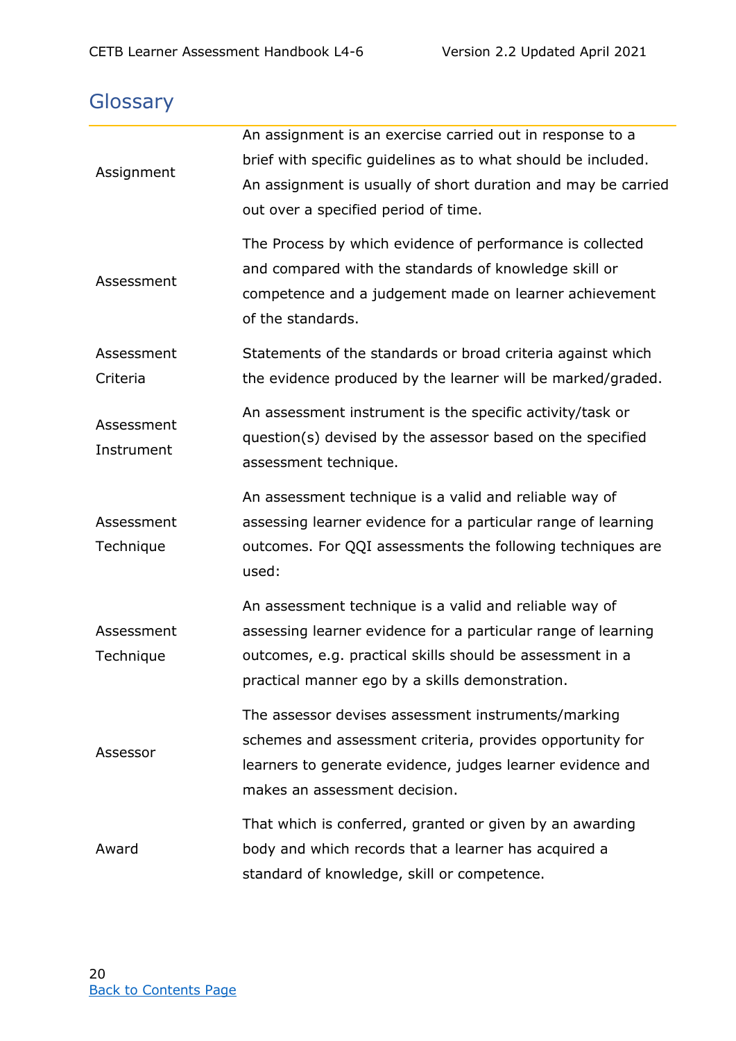## Glossary

| | |
|---|---|
| Assignment | An assignment is an exercise carried out in response to a brief with specific guidelines as to what should be included. An assignment is usually of short duration and may be carried out over a specified period of time. |
| Assessment | The Process by which evidence of performance is collected and compared with the standards of knowledge skill or competence and a judgement made on learner achievement of the standards. |
| Assessment Criteria | Statements of the standards or broad criteria against which the evidence produced by the learner will be marked/graded. |
| Assessment Instrument | An assessment instrument is the specific activity/task or question(s) devised by the assessor based on the specified assessment technique. |
| Assessment Technique | An assessment technique is a valid and reliable way of assessing learner evidence for a particular range of learning outcomes. For QQI assessments the following techniques are used: |
| Assessment Technique | An assessment technique is a valid and reliable way of assessing learner evidence for a particular range of learning outcomes, e.g. practical skills should be assessment in a practical manner ego by a skills demonstration. |
| Assessor | The assessor devises assessment instruments/marking schemes and assessment criteria, provides opportunity for learners to generate evidence, judges learner evidence and makes an assessment decision. |
| Award | That which is conferred, granted or given by an awarding body and which records that a learner has acquired a standard of knowledge, skill or competence. |

Back to Contents Page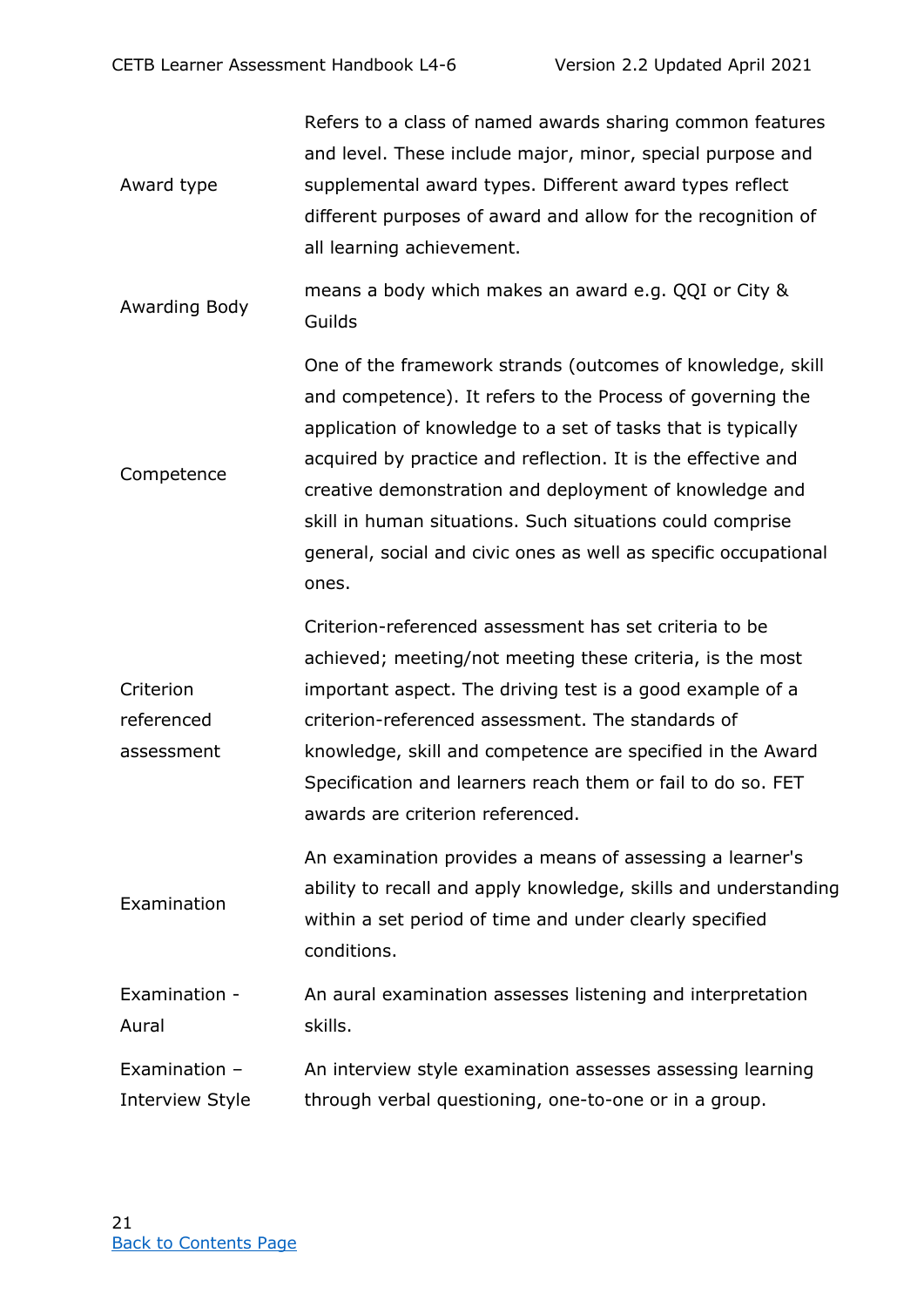| | |
|---|---|
| Award type | Refers to a class of named awards sharing common features and level. These include major, minor, special purpose and supplemental award types. Different award types reflect different purposes of award and allow for the recognition of all learning achievement. |
| Awarding Body | means a body which makes an award e.g. QQI or City & Guilds |
| Competence | One of the framework strands (outcomes of knowledge, skill and competence). It refers to the Process of governing the application of knowledge to a set of tasks that is typically acquired by practice and reflection. It is the effective and creative demonstration and deployment of knowledge and skill in human situations. Such situations could comprise general, social and civic ones as well as specific occupational ones. |
| Criterion referenced assessment | Criterion-referenced assessment has set criteria to be achieved; meeting/not meeting these criteria, is the most important aspect. The driving test is a good example of a criterion-referenced assessment. The standards of knowledge, skill and competence are specified in the Award Specification and learners reach them or fail to do so. FET awards are criterion referenced. |
| Examination | An examination provides a means of assessing a learner's ability to recall and apply knowledge, skills and understanding within a set period of time and under clearly specified conditions. |
| Examination - Aural | An aural examination assesses listening and interpretation skills. |
| Examination – Interview Style | An interview style examination assesses assessing learning through verbal questioning, one-to-one or in a group. |

Back to Contents Page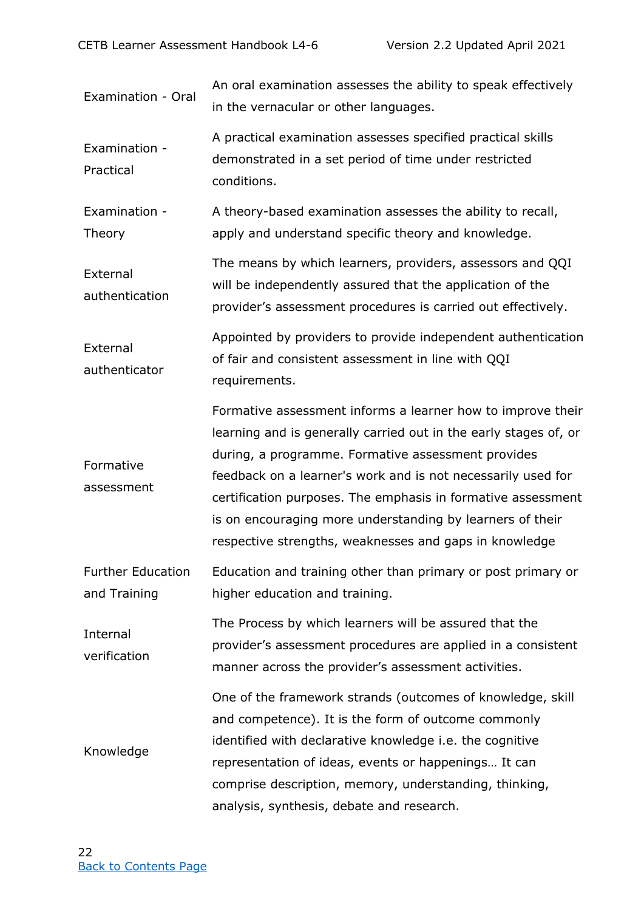| | |
|---|---|
| Examination - Oral | An oral examination assesses the ability to speak effectively in the vernacular or other languages. |
| Examination - Practical | A practical examination assesses specified practical skills demonstrated in a set period of time under restricted conditions. |
| Examination - Theory | A theory-based examination assesses the ability to recall, apply and understand specific theory and knowledge. |
| External authentication | The means by which learners, providers, assessors and QQI will be independently assured that the application of the provider's assessment procedures is carried out effectively. |
| External authenticator | Appointed by providers to provide independent authentication of fair and consistent assessment in line with QQI requirements. |
| Formative assessment | Formative assessment informs a learner how to improve their learning and is generally carried out in the early stages of, or during, a programme. Formative assessment provides feedback on a learner's work and is not necessarily used for certification purposes. The emphasis in formative assessment is on encouraging more understanding by learners of their respective strengths, weaknesses and gaps in knowledge |
| Further Education and Training | Education and training other than primary or post primary or higher education and training. |
| Internal verification | The Process by which learners will be assured that the provider's assessment procedures are applied in a consistent manner across the provider's assessment activities. |
| Knowledge | One of the framework strands (outcomes of knowledge, skill and competence). It is the form of outcome commonly identified with declarative knowledge i.e. the cognitive representation of ideas, events or happenings… It can comprise description, memory, understanding, thinking, analysis, synthesis, debate and research. |

[Back to Contents Page](#)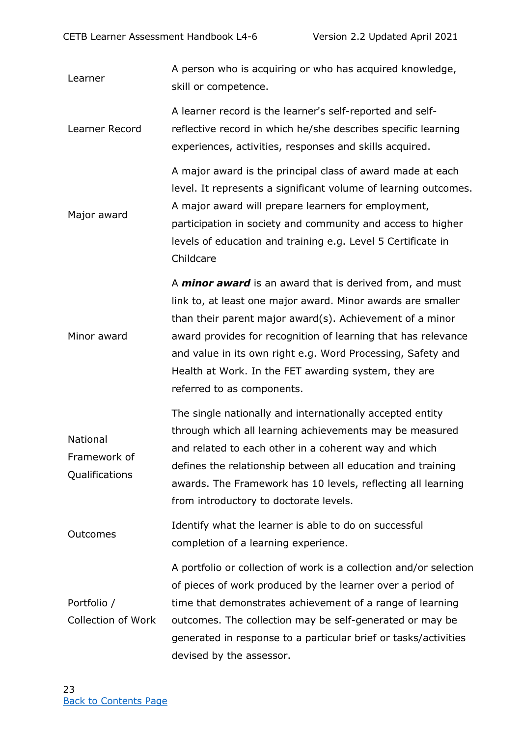| | |
|---|---|
| Learner | A person who is acquiring or who has acquired knowledge, skill or competence. |
| Learner Record | A learner record is the learner's self-reported and self-reflective record in which he/she describes specific learning experiences, activities, responses and skills acquired. |
| Major award | A major award is the principal class of award made at each level. It represents a significant volume of learning outcomes. A major award will prepare learners for employment, participation in society and community and access to higher levels of education and training e.g. Level 5 Certificate in Childcare |
| Minor award | A ***minor award*** is an award that is derived from, and must link to, at least one major award. Minor awards are smaller than their parent major award(s). Achievement of a minor award provides for recognition of learning that has relevance and value in its own right e.g. Word Processing, Safety and Health at Work. In the FET awarding system, they are referred to as components. |
| National Framework of Qualifications | The single nationally and internationally accepted entity through which all learning achievements may be measured and related to each other in a coherent way and which defines the relationship between all education and training awards. The Framework has 10 levels, reflecting all learning from introductory to doctorate levels. |
| Outcomes | Identify what the learner is able to do on successful completion of a learning experience. |
| Portfolio / Collection of Work | A portfolio or collection of work is a collection and/or selection of pieces of work produced by the learner over a period of time that demonstrates achievement of a range of learning outcomes. The collection may be self-generated or may be generated in response to a particular brief or tasks/activities devised by the assessor. |

[Back to Contents Page]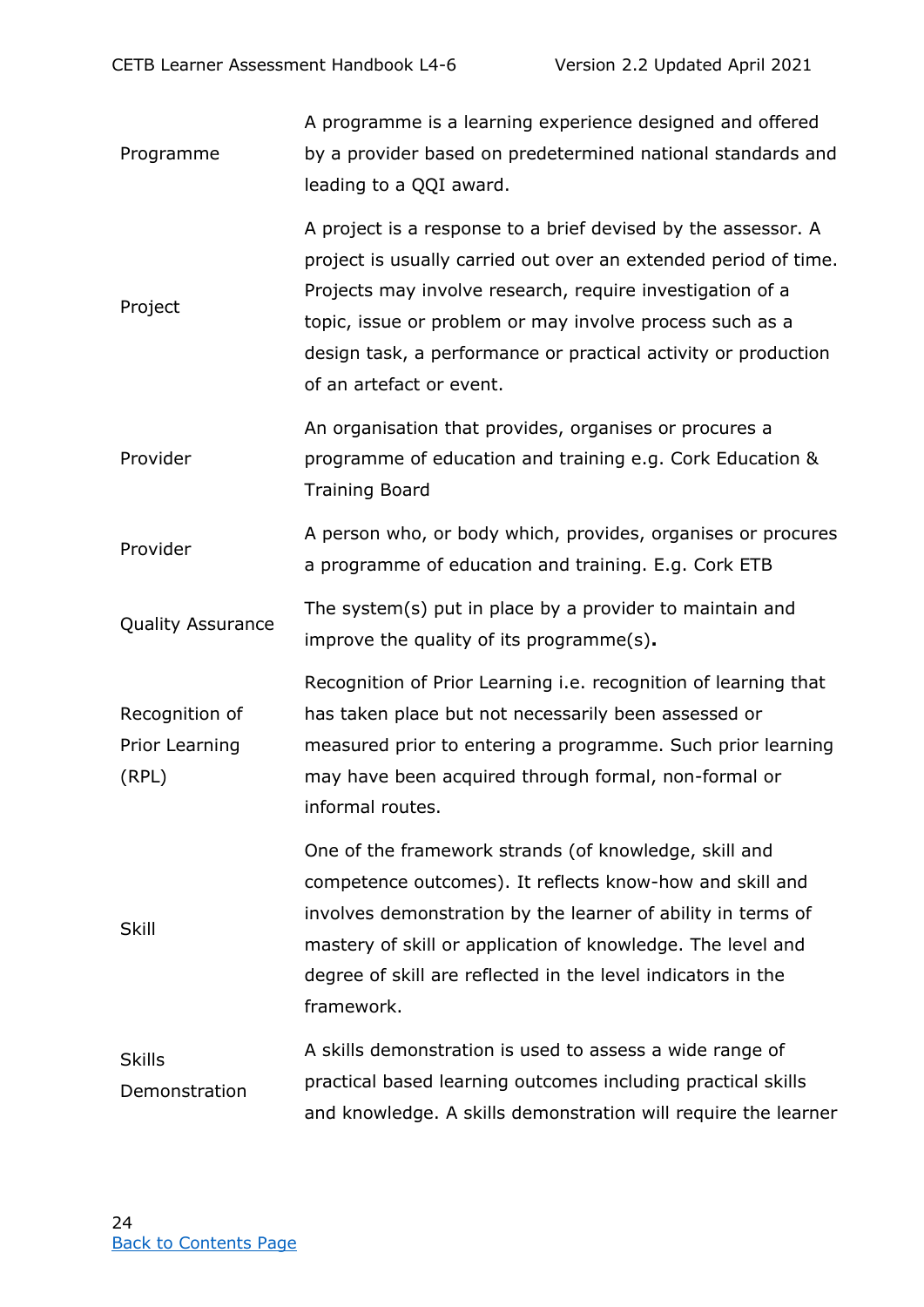| | |
|---|---|
| Programme | A programme is a learning experience designed and offered by a provider based on predetermined national standards and leading to a QQI award. |
| Project | A project is a response to a brief devised by the assessor. A project is usually carried out over an extended period of time. Projects may involve research, require investigation of a topic, issue or problem or may involve process such as a design task, a performance or practical activity or production of an artefact or event. |
| Provider | An organisation that provides, organises or procures a programme of education and training e.g. Cork Education & Training Board |
| Provider | A person who, or body which, provides, organises or procures a programme of education and training. E.g. Cork ETB |
| Quality Assurance | The system(s) put in place by a provider to maintain and improve the quality of its programme(s)**.** |
| Recognition of Prior Learning (RPL) | Recognition of Prior Learning i.e. recognition of learning that has taken place but not necessarily been assessed or measured prior to entering a programme. Such prior learning may have been acquired through formal, non-formal or informal routes. |
| Skill | One of the framework strands (of knowledge, skill and competence outcomes). It reflects know-how and skill and involves demonstration by the learner of ability in terms of mastery of skill or application of knowledge. The level and degree of skill are reflected in the level indicators in the framework. |
| Skills Demonstration | A skills demonstration is used to assess a wide range of practical based learning outcomes including practical skills and knowledge. A skills demonstration will require the learner |

[Back to Contents Page](#)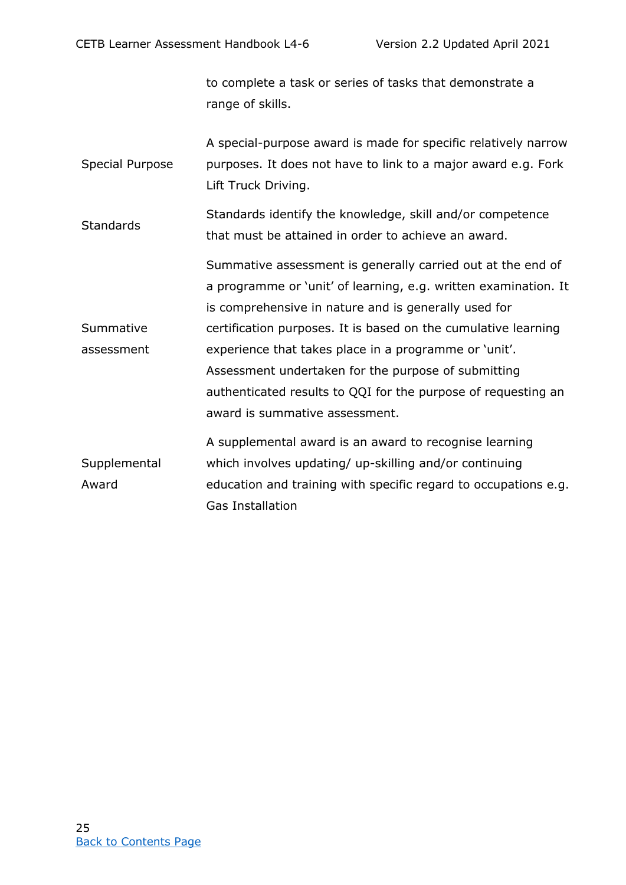| | |
|---|---|
| | to complete a task or series of tasks that demonstrate a range of skills. |
| Special Purpose | A special-purpose award is made for specific relatively narrow purposes. It does not have to link to a major award e.g. Fork Lift Truck Driving. |
| Standards | Standards identify the knowledge, skill and/or competence that must be attained in order to achieve an award. |
| Summative assessment | Summative assessment is generally carried out at the end of a programme or 'unit' of learning, e.g. written examination. It is comprehensive in nature and is generally used for certification purposes. It is based on the cumulative learning experience that takes place in a programme or 'unit'. Assessment undertaken for the purpose of submitting authenticated results to QQI for the purpose of requesting an award is summative assessment. |
| Supplemental Award | A supplemental award is an award to recognise learning which involves updating/ up-skilling and/or continuing education and training with specific regard to occupations e.g. Gas Installation |

Back to Contents Page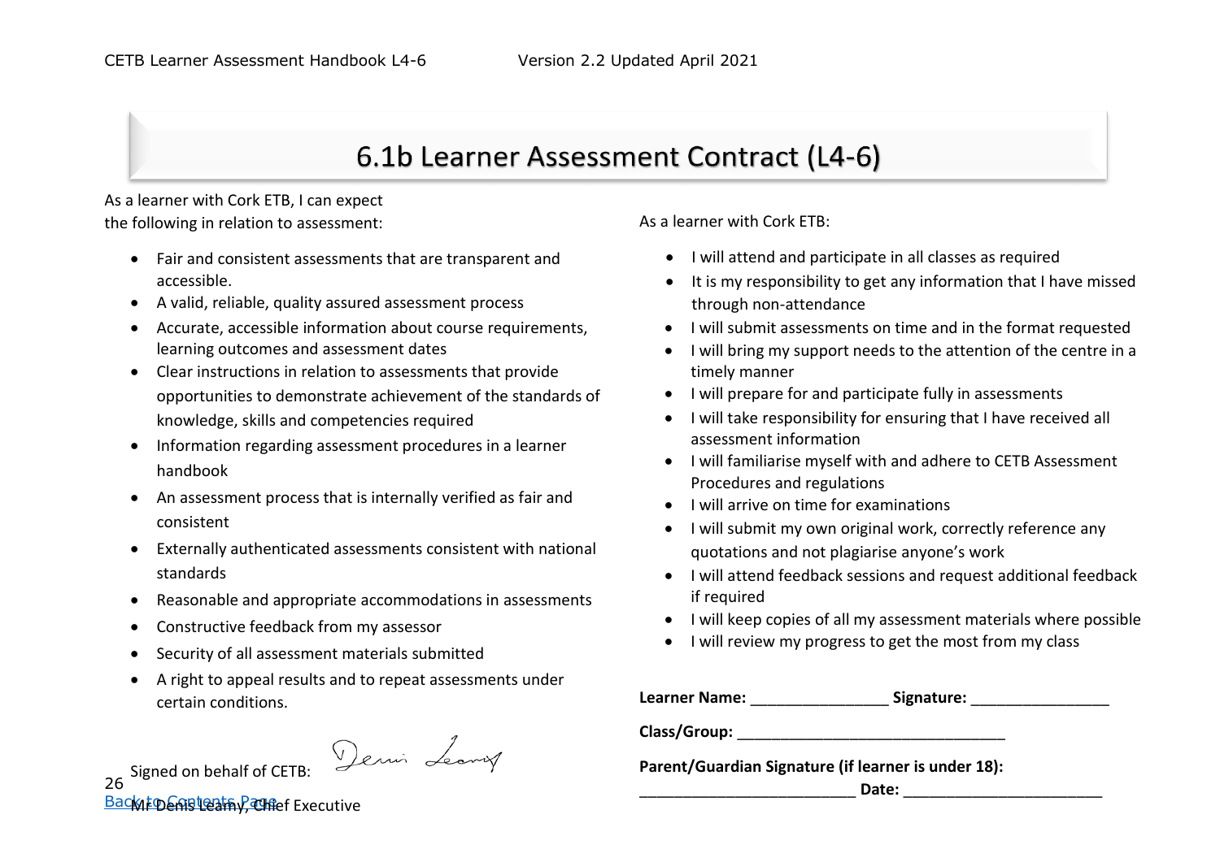# 6.1b Learner Assessment Contract (L4-6)

As a learner with Cork ETB, I can expect the following in relation to assessment:

- Fair and consistent assessments that are transparent and accessible.
- A valid, reliable, quality assured assessment process
- Accurate, accessible information about course requirements, learning outcomes and assessment dates
- Clear instructions in relation to assessments that provide opportunities to demonstrate achievement of the standards of knowledge, skills and competencies required
- Information regarding assessment procedures in a learner handbook
- An assessment process that is internally verified as fair and consistent
- Externally authenticated assessments consistent with national standards
- Reasonable and appropriate accommodations in assessments
- Constructive feedback from my assessor
- Security of all assessment materials submitted
- A right to appeal results and to repeat assessments under certain conditions.

Signed on behalf of CETB:

Mr Denis Leamy, Chief Executive

As a learner with Cork ETB:

- I will attend and participate in all classes as required
- It is my responsibility to get any information that I have missed through non-attendance
- I will submit assessments on time and in the format requested
- I will bring my support needs to the attention of the centre in a timely manner
- I will prepare for and participate fully in assessments
- I will take responsibility for ensuring that I have received all assessment information
- I will familiarise myself with and adhere to CETB Assessment Procedures and regulations
- I will arrive on time for examinations
- I will submit my own original work, correctly reference any quotations and not plagiarise anyone's work
- I will attend feedback sessions and request additional feedback if required
- I will keep copies of all my assessment materials where possible
- I will review my progress to get the most from my class

**Learner Name:** ________________ **Signature:** ________________

**Class/Group:** ______________________________

**Parent/Guardian Signature (if learner is under 18):**

_________________________ **Date:** ______________________

Back to Contents Page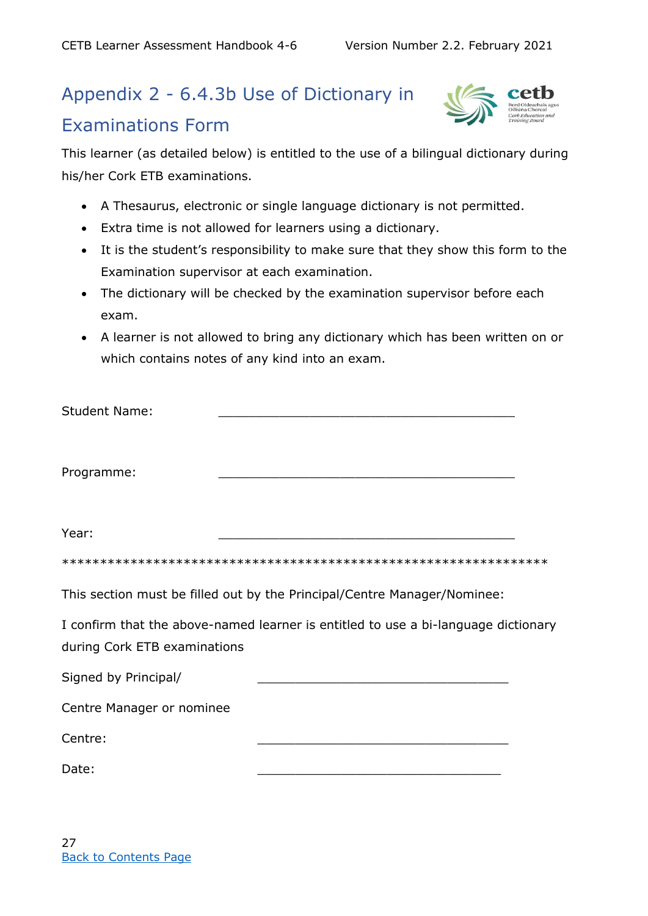## Appendix 2 - 6.4.3b Use of Dictionary in Examinations Form

This learner (as detailed below) is entitled to the use of a bilingual dictionary during his/her Cork ETB examinations.

- A Thesaurus, electronic or single language dictionary is not permitted.
- Extra time is not allowed for learners using a dictionary.
- It is the student's responsibility to make sure that they show this form to the Examination supervisor at each examination.
- The dictionary will be checked by the examination supervisor before each exam.
- A learner is not allowed to bring any dictionary which has been written on or which contains notes of any kind into an exam.

Student Name: ________________________________________

Programme: ________________________________________

Year: ________________________________________

*****************************************************************

This section must be filled out by the Principal/Centre Manager/Nominee:

I confirm that the above-named learner is entitled to use a bi-language dictionary during Cork ETB examinations

Signed by Principal/ Centre Manager or nominee ________________________________

Centre: ________________________________

Date: ________________________________

Back to Contents Page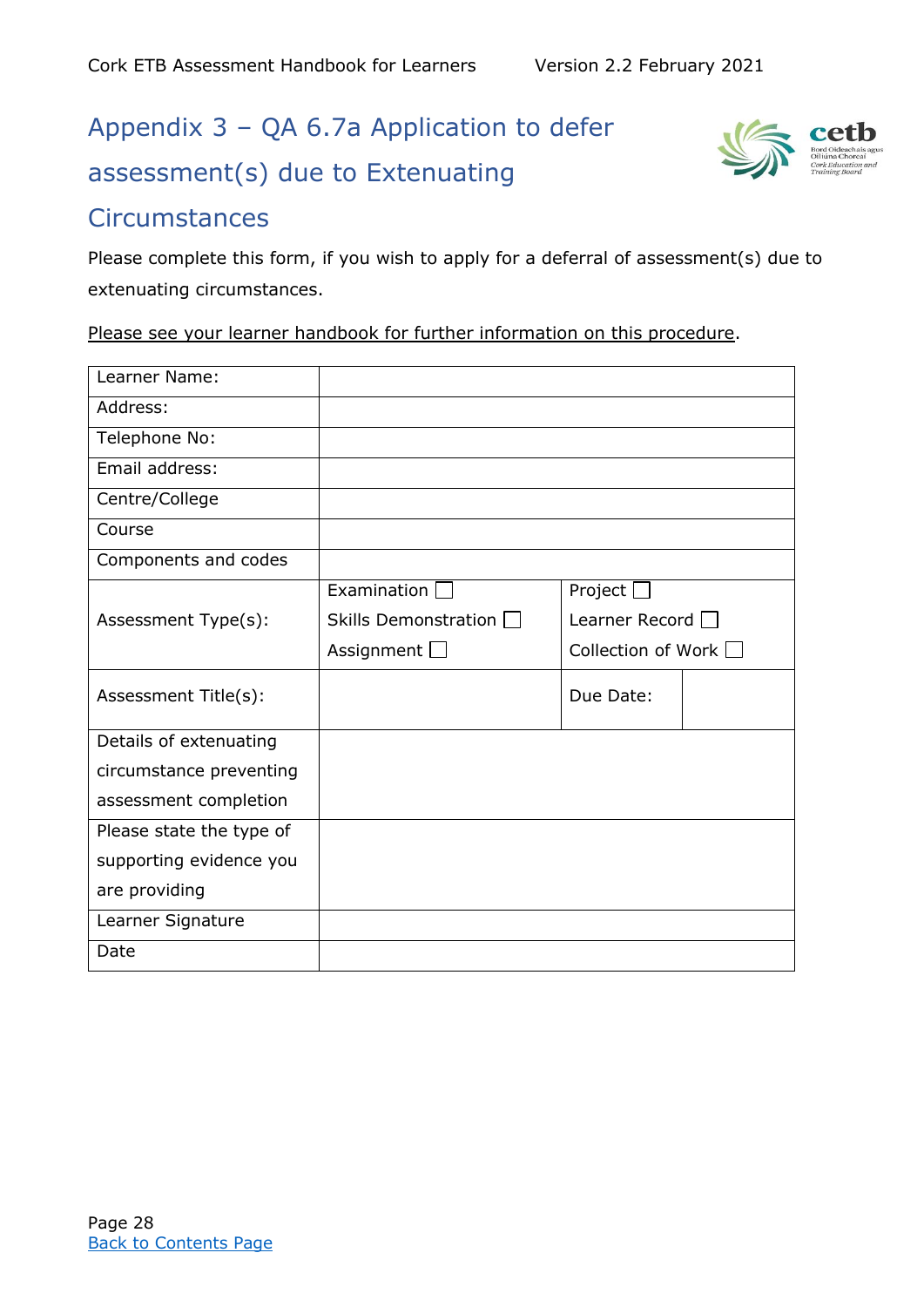# Appendix 3 – QA 6.7a Application to defer assessment(s) due to Extenuating Circumstances

Please complete this form, if you wish to apply for a deferral of assessment(s) due to extenuating circumstances.

Please see your learner handbook for further information on this procedure.

| | | | |
|---|---|---|---|
| Learner Name: | | | |
| Address: | | | |
| Telephone No: | | | |
| Email address: | | | |
| Centre/College | | | |
| Course | | | |
| Components and codes | | | |
| Assessment Type(s): | Examination ☐<br>Skills Demonstration ☐<br>Assignment ☐ | Project ☐<br>Learner Record ☐<br>Collection of Work ☐ | |
| Assessment Title(s): | | Due Date: | |
| Details of extenuating circumstance preventing assessment completion | | | |
| Please state the type of supporting evidence you are providing | | | |
| Learner Signature | | | |
| Date | | | |

Back to Contents Page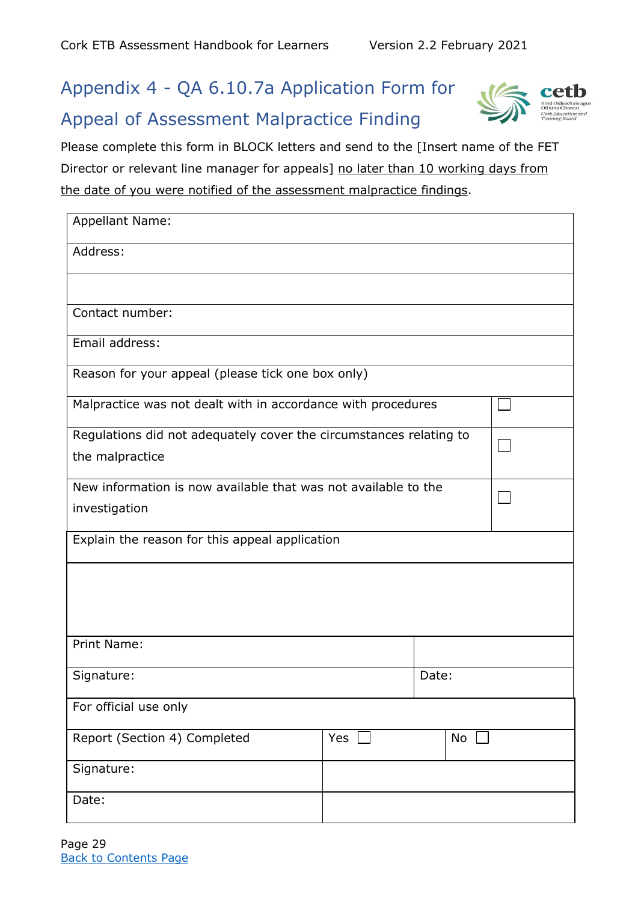## Appendix 4 - QA 6.10.7a Application Form for Appeal of Assessment Malpractice Finding

Please complete this form in BLOCK letters and send to the [Insert name of the FET Director or relevant line manager for appeals] no later than 10 working days from the date of you were notified of the assessment malpractice findings.

| Appellant Name: | |
|---|---|
| Address: | |
| | |
| Contact number: | |
| Email address: | |
| Reason for your appeal (please tick one box only) | |
| Malpractice was not dealt with in accordance with procedures | ☐ |
| Regulations did not adequately cover the circumstances relating to the malpractice | ☐ |
| New information is now available that was not available to the investigation | ☐ |
| Explain the reason for this appeal application | |
| | |
| Print Name: | |
| Signature: | Date: |

| For official use only | | |
|---|---|---|
| Report (Section 4) Completed | Yes ☐ | No ☐ |
| Signature: | | |
| Date: | | |

Back to Contents Page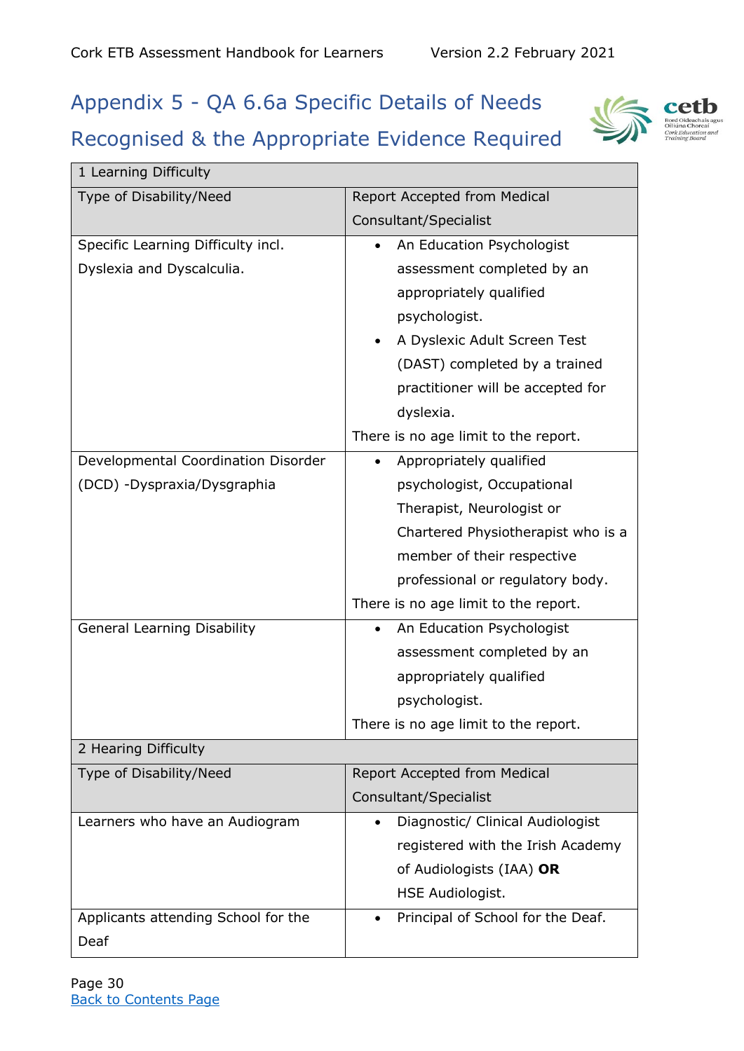## Appendix 5 - QA 6.6a Specific Details of Needs Recognised & the Appropriate Evidence Required

| 1 Learning Difficulty | |
|---|---|
| **Type of Disability/Need** | **Report Accepted from Medical Consultant/Specialist** |
| Specific Learning Difficulty incl. Dyslexia and Dyscalculia. | • An Education Psychologist assessment completed by an appropriately qualified psychologist.<br>• A Dyslexic Adult Screen Test (DAST) completed by a trained practitioner will be accepted for dyslexia.<br>There is no age limit to the report. |
| Developmental Coordination Disorder (DCD) -Dyspraxia/Dysgraphia | • Appropriately qualified psychologist, Occupational Therapist, Neurologist or Chartered Physiotherapist who is a member of their respective professional or regulatory body.<br>There is no age limit to the report. |
| General Learning Disability | • An Education Psychologist assessment completed by an appropriately qualified psychologist.<br>There is no age limit to the report. |
| 2 Hearing Difficulty | |
| **Type of Disability/Need** | **Report Accepted from Medical Consultant/Specialist** |
| Learners who have an Audiogram | • Diagnostic/ Clinical Audiologist registered with the Irish Academy of Audiologists (IAA) **OR** HSE Audiologist. |
| Applicants attending School for the Deaf | • Principal of School for the Deaf. |

[Back to Contents Page]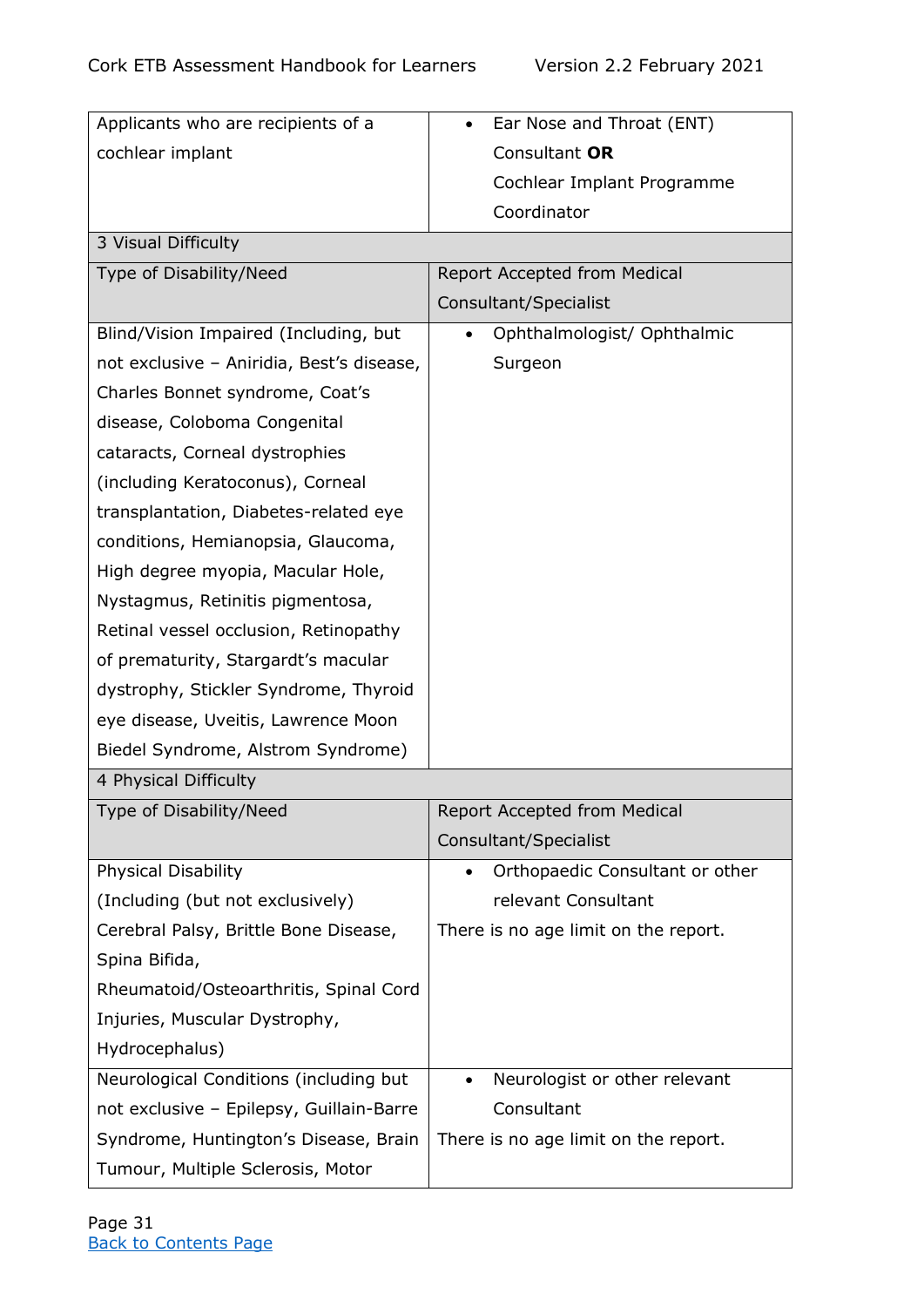| Type of Disability/Need | Report Accepted from Medical Consultant/Specialist |
|---|---|
| Applicants who are recipients of a cochlear implant | • Ear Nose and Throat (ENT) Consultant **OR** Cochlear Implant Programme Coordinator |
| 3 Visual Difficulty | |
| Type of Disability/Need | Report Accepted from Medical Consultant/Specialist |
| Blind/Vision Impaired (Including, but not exclusive – Aniridia, Best's disease, Charles Bonnet syndrome, Coat's disease, Coloboma Congenital cataracts, Corneal dystrophies (including Keratoconus), Corneal transplantation, Diabetes-related eye conditions, Hemianopsia, Glaucoma, High degree myopia, Macular Hole, Nystagmus, Retinitis pigmentosa, Retinal vessel occlusion, Retinopathy of prematurity, Stargardt's macular dystrophy, Stickler Syndrome, Thyroid eye disease, Uveitis, Lawrence Moon Biedel Syndrome, Alstrom Syndrome) | • Ophthalmologist/ Ophthalmic Surgeon |
| 4 Physical Difficulty | |
| Type of Disability/Need | Report Accepted from Medical Consultant/Specialist |
| Physical Disability (Including (but not exclusively) Cerebral Palsy, Brittle Bone Disease, Spina Bifida, Rheumatoid/Osteoarthritis, Spinal Cord Injuries, Muscular Dystrophy, Hydrocephalus) | • Orthopaedic Consultant or other relevant Consultant<br>There is no age limit on the report. |
| Neurological Conditions (including but not exclusive – Epilepsy, Guillain-Barre Syndrome, Huntington's Disease, Brain Tumour, Multiple Sclerosis, Motor | • Neurologist or other relevant Consultant<br>There is no age limit on the report. |

[Back to Contents Page]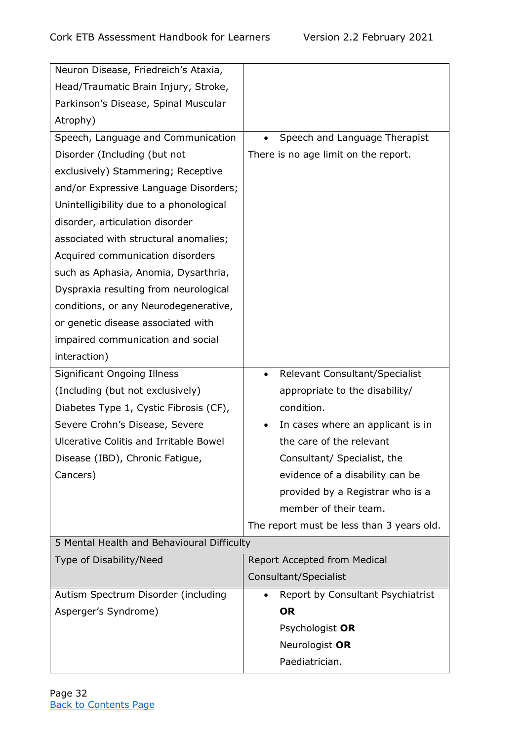| | |
|---|---|
| Neuron Disease, Friedreich's Ataxia, Head/Traumatic Brain Injury, Stroke, Parkinson's Disease, Spinal Muscular Atrophy) | |
| Speech, Language and Communication Disorder (Including (but not exclusively) Stammering; Receptive and/or Expressive Language Disorders; Unintelligibility due to a phonological disorder, articulation disorder associated with structural anomalies; Acquired communication disorders such as Aphasia, Anomia, Dysarthria, Dyspraxia resulting from neurological conditions, or any Neurodegenerative, or genetic disease associated with impaired communication and social interaction) | • Speech and Language Therapist<br>There is no age limit on the report. |
| Significant Ongoing Illness (Including (but not exclusively) Diabetes Type 1, Cystic Fibrosis (CF), Severe Crohn's Disease, Severe Ulcerative Colitis and Irritable Bowel Disease (IBD), Chronic Fatigue, Cancers) | • Relevant Consultant/Specialist appropriate to the disability/ condition.<br>• In cases where an applicant is in the care of the relevant Consultant/ Specialist, the evidence of a disability can be provided by a Registrar who is a member of their team.<br>The report must be less than 3 years old. |
| 5 Mental Health and Behavioural Difficulty | |
| Type of Disability/Need | Report Accepted from Medical Consultant/Specialist |
| Autism Spectrum Disorder (including Asperger's Syndrome) | • Report by Consultant Psychiatrist **OR**<br>Psychologist **OR**<br>Neurologist **OR**<br>Paediatrician. |

Back to Contents Page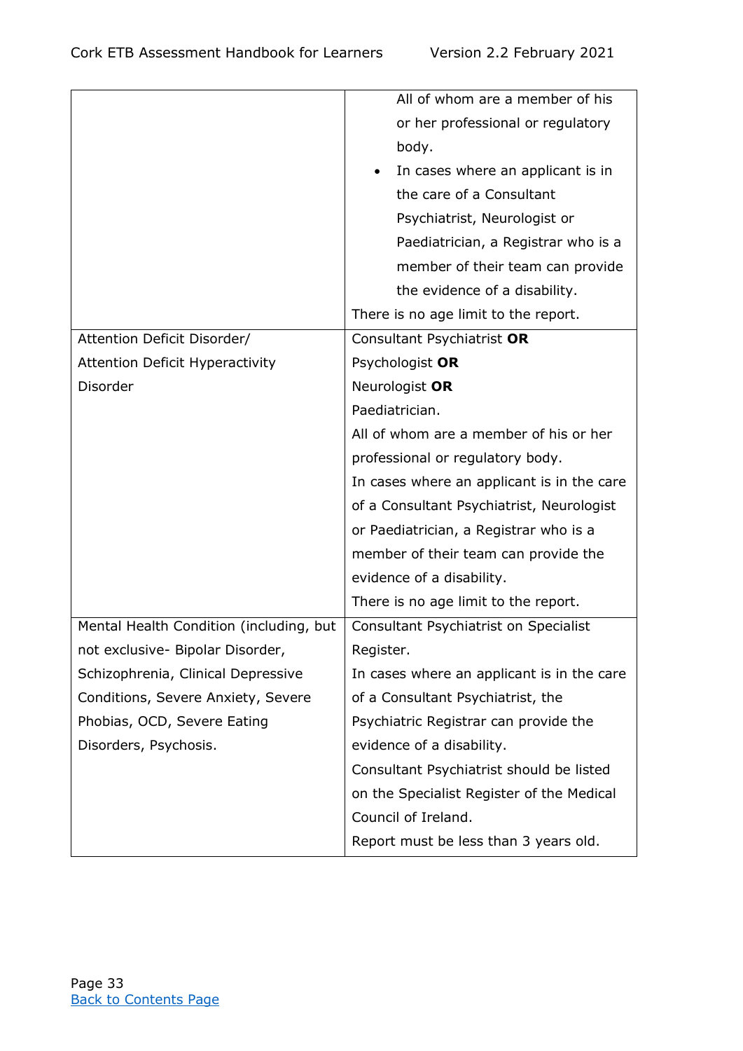| | |
|---|---|
| | All of whom are a member of his or her professional or regulatory body.<br>• In cases where an applicant is in the care of a Consultant Psychiatrist, Neurologist or Paediatrician, a Registrar who is a member of their team can provide the evidence of a disability.<br>There is no age limit to the report. |
| Attention Deficit Disorder/ Attention Deficit Hyperactivity Disorder | Consultant Psychiatrist **OR**<br>Psychologist **OR**<br>Neurologist **OR**<br>Paediatrician.<br>All of whom are a member of his or her professional or regulatory body.<br>In cases where an applicant is in the care of a Consultant Psychiatrist, Neurologist or Paediatrician, a Registrar who is a member of their team can provide the evidence of a disability.<br>There is no age limit to the report. |
| Mental Health Condition (including, but not exclusive- Bipolar Disorder, Schizophrenia, Clinical Depressive Conditions, Severe Anxiety, Severe Phobias, OCD, Severe Eating Disorders, Psychosis. | Consultant Psychiatrist on Specialist Register.<br>In cases where an applicant is in the care of a Consultant Psychiatrist, the Psychiatric Registrar can provide the evidence of a disability.<br>Consultant Psychiatrist should be listed on the Specialist Register of the Medical Council of Ireland.<br>Report must be less than 3 years old. |

[Back to Contents Page]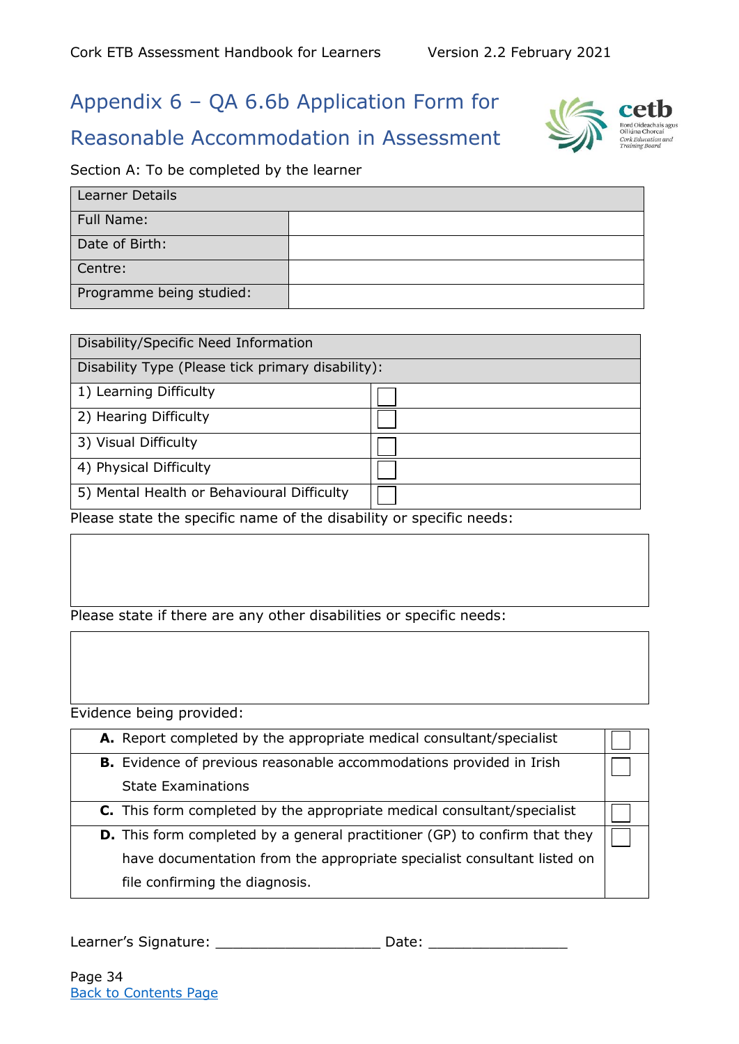# Appendix 6 – QA 6.6b Application Form for Reasonable Accommodation in Assessment

Section A: To be completed by the learner

| Learner Details | |
|---|---|
| Full Name: | |
| Date of Birth: | |
| Centre: | |
| Programme being studied: | |

| Disability/Specific Need Information | |
|---|---|
| Disability Type (Please tick primary disability): | |
| 1) Learning Difficulty | ☐ |
| 2) Hearing Difficulty | ☐ |
| 3) Visual Difficulty | ☐ |
| 4) Physical Difficulty | ☐ |
| 5) Mental Health or Behavioural Difficulty | ☐ |

Please state the specific name of the disability or specific needs:

| |
|---|
| |

Please state if there are any other disabilities or specific needs:

| |
|---|
| |

Evidence being provided:

| Evidence | |
|---|---|
| **A.** Report completed by the appropriate medical consultant/specialist | ☐ |
| **B.** Evidence of previous reasonable accommodations provided in Irish State Examinations | ☐ |
| **C.** This form completed by the appropriate medical consultant/specialist | ☐ |
| **D.** This form completed by a general practitioner (GP) to confirm that they have documentation from the appropriate specialist consultant listed on file confirming the diagnosis. | ☐ |

Learner's Signature: ____________________ Date: _________________

Back to Contents Page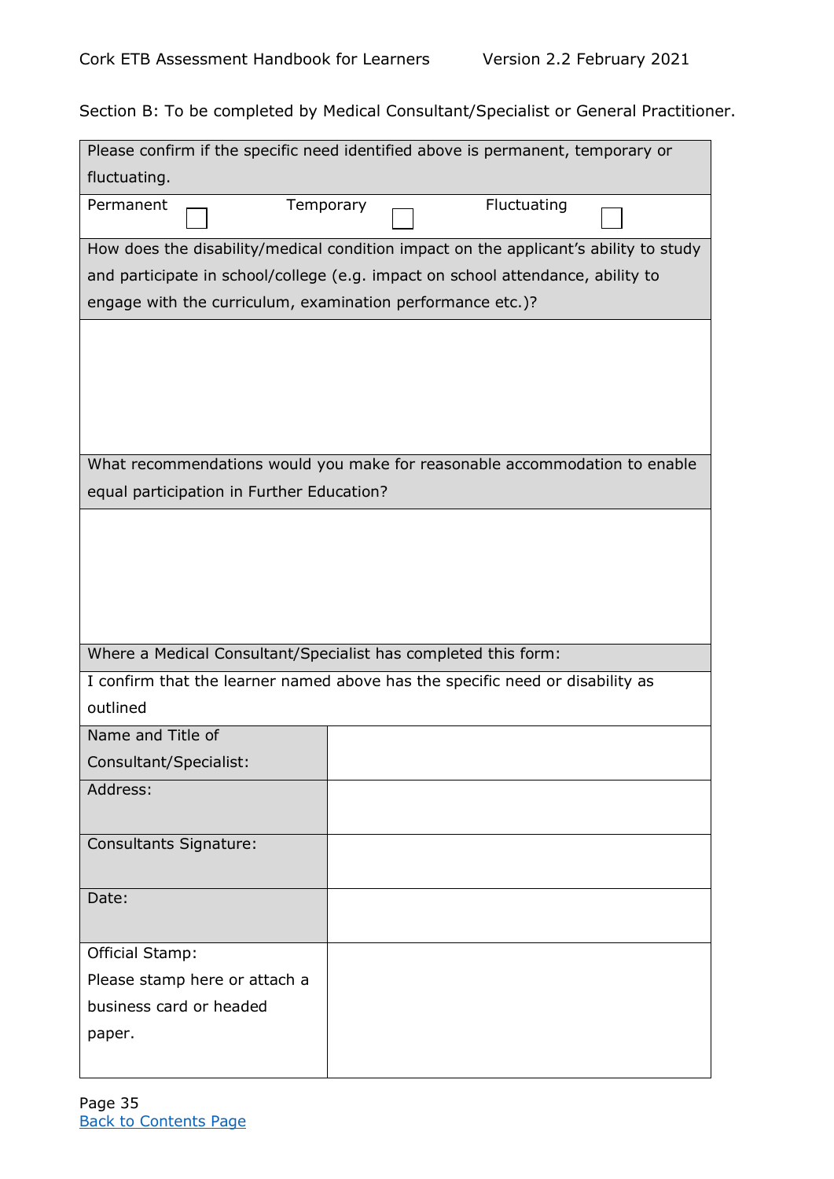Section B: To be completed by Medical Consultant/Specialist or General Practitioner.

| Please confirm if the specific need identified above is permanent, temporary or fluctuating. | | |
|---|---|---|
| Permanent ☐ | Temporary ☐ | Fluctuating ☐ |

| How does the disability/medical condition impact on the applicant's ability to study and participate in school/college (e.g. impact on school attendance, ability to engage with the curriculum, examination performance etc.)? |
|---|
| |

| What recommendations would you make for reasonable accommodation to enable equal participation in Further Education? |
|---|
| |

| Where a Medical Consultant/Specialist has completed this form: | |
|---|---|
| I confirm that the learner named above has the specific need or disability as outlined | |
| Name and Title of Consultant/Specialist: | |
| Address: | |
| Consultants Signature: | |
| Date: | |
| Official Stamp: Please stamp here or attach a business card or headed paper. | |

Back to Contents Page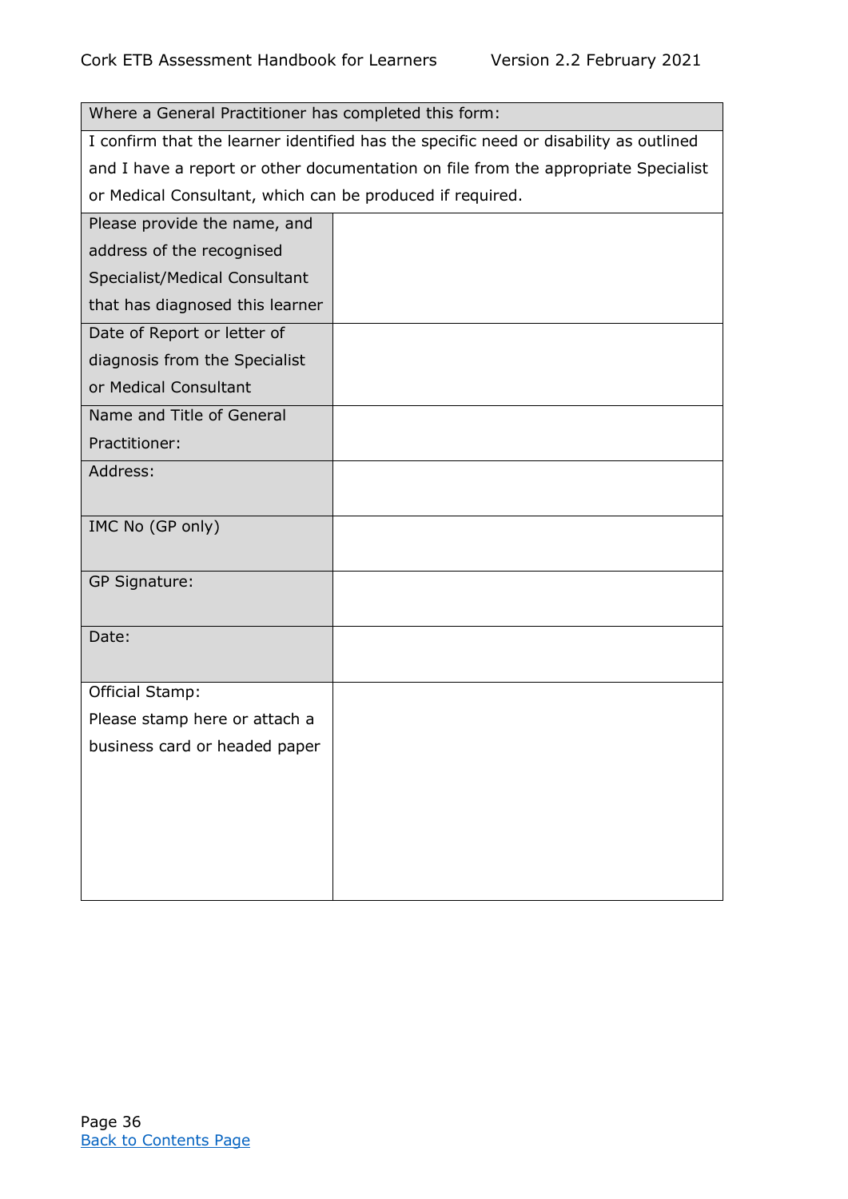| Where a General Practitioner has completed this form: | |
|---|---|
| I confirm that the learner identified has the specific need or disability as outlined and I have a report or other documentation on file from the appropriate Specialist or Medical Consultant, which can be produced if required. | |
| Please provide the name, and address of the recognised Specialist/Medical Consultant that has diagnosed this learner | |
| Date of Report or letter of diagnosis from the Specialist or Medical Consultant | |
| Name and Title of General Practitioner: | |
| Address: | |
| IMC No (GP only) | |
| GP Signature: | |
| Date: | |
| Official Stamp: Please stamp here or attach a business card or headed paper | |

[Back to Contents Page](#)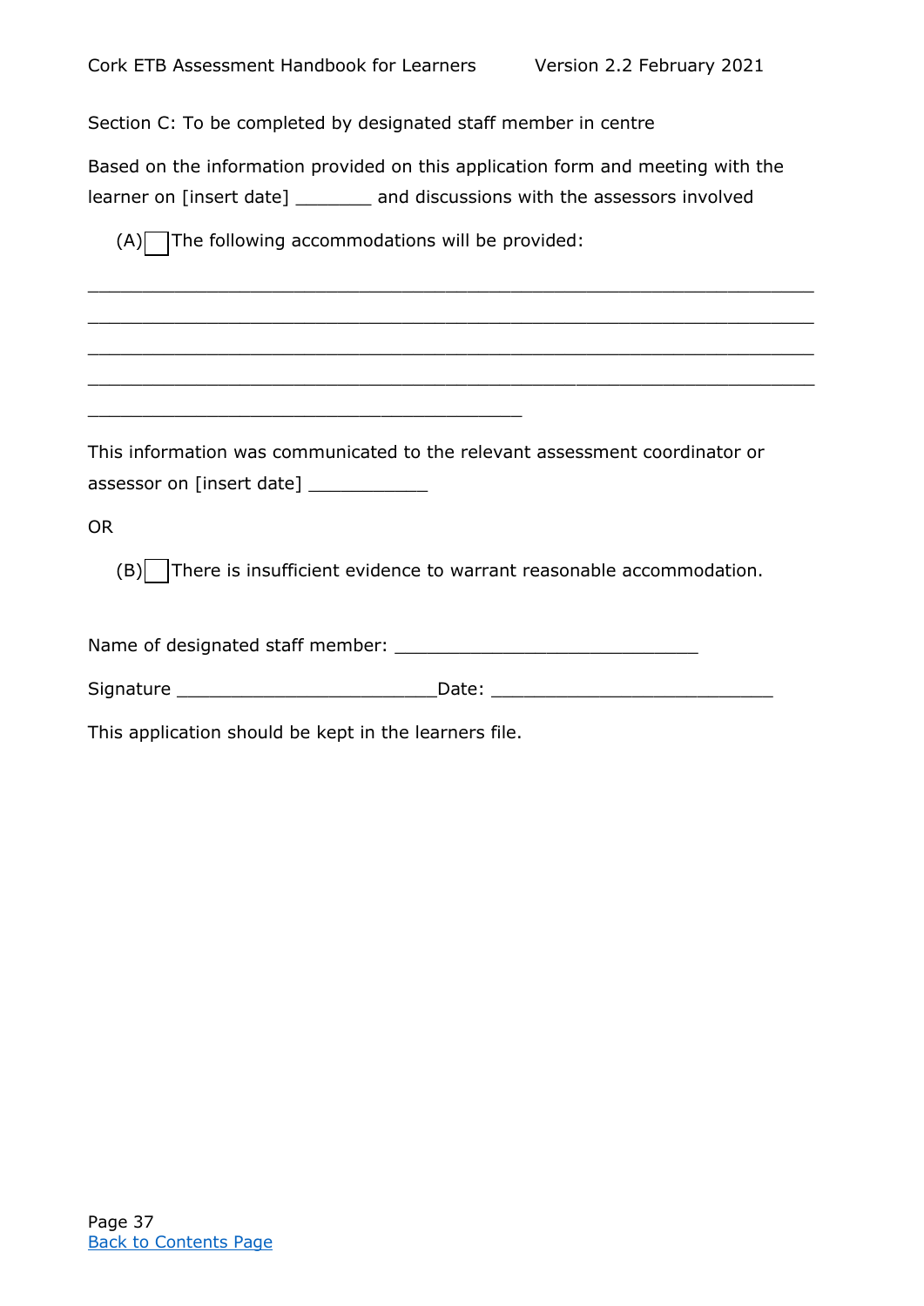Section C: To be completed by designated staff member in centre

Based on the information provided on this application form and meeting with the learner on [insert date] _______ and discussions with the assessors involved

(A) ☐ The following accommodations will be provided:

_____________________________________________________________________

_____________________________________________________________________

_____________________________________________________________________

_____________________________________________________________________

____________________________________________

This information was communicated to the relevant assessment coordinator or assessor on [insert date] ___________

OR

(B) ☐ There is insufficient evidence to warrant reasonable accommodation.

Name of designated staff member: _____________________________

Signature _________________________Date: ___________________________

This application should be kept in the learners file.

[Back to Contents Page](#)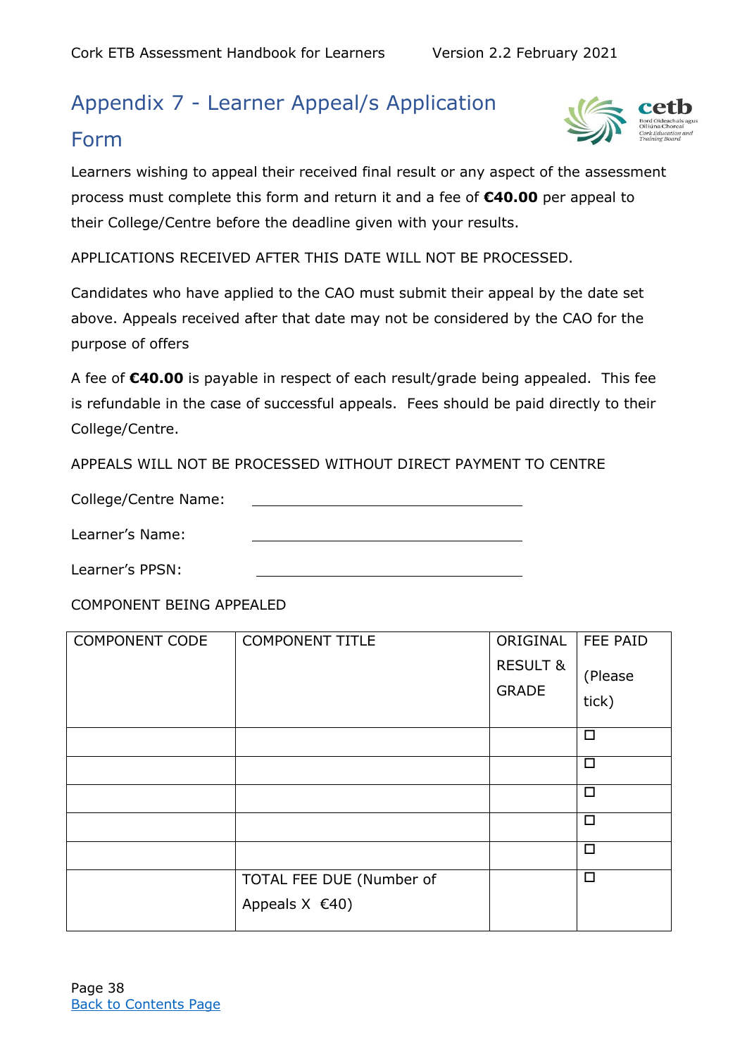# Appendix 7 - Learner Appeal/s Application Form

Learners wishing to appeal their received final result or any aspect of the assessment process must complete this form and return it and a fee of **€40.00** per appeal to their College/Centre before the deadline given with your results.

APPLICATIONS RECEIVED AFTER THIS DATE WILL NOT BE PROCESSED.

Candidates who have applied to the CAO must submit their appeal by the date set above. Appeals received after that date may not be considered by the CAO for the purpose of offers

A fee of **€40.00** is payable in respect of each result/grade being appealed. This fee is refundable in the case of successful appeals. Fees should be paid directly to their College/Centre.

APPEALS WILL NOT BE PROCESSED WITHOUT DIRECT PAYMENT TO CENTRE

College/Centre Name: ______________________________

Learner's Name: ______________________________

Learner's PPSN: ______________________________

COMPONENT BEING APPEALED

| COMPONENT CODE | COMPONENT TITLE | ORIGINAL RESULT & GRADE | FEE PAID (Please tick) |
|---|---|---|---|
| | | | ☐ |
| | | | ☐ |
| | | | ☐ |
| | | | ☐ |
| | | | ☐ |
| | TOTAL FEE DUE (Number of Appeals X €40) | | ☐ |

Back to Contents Page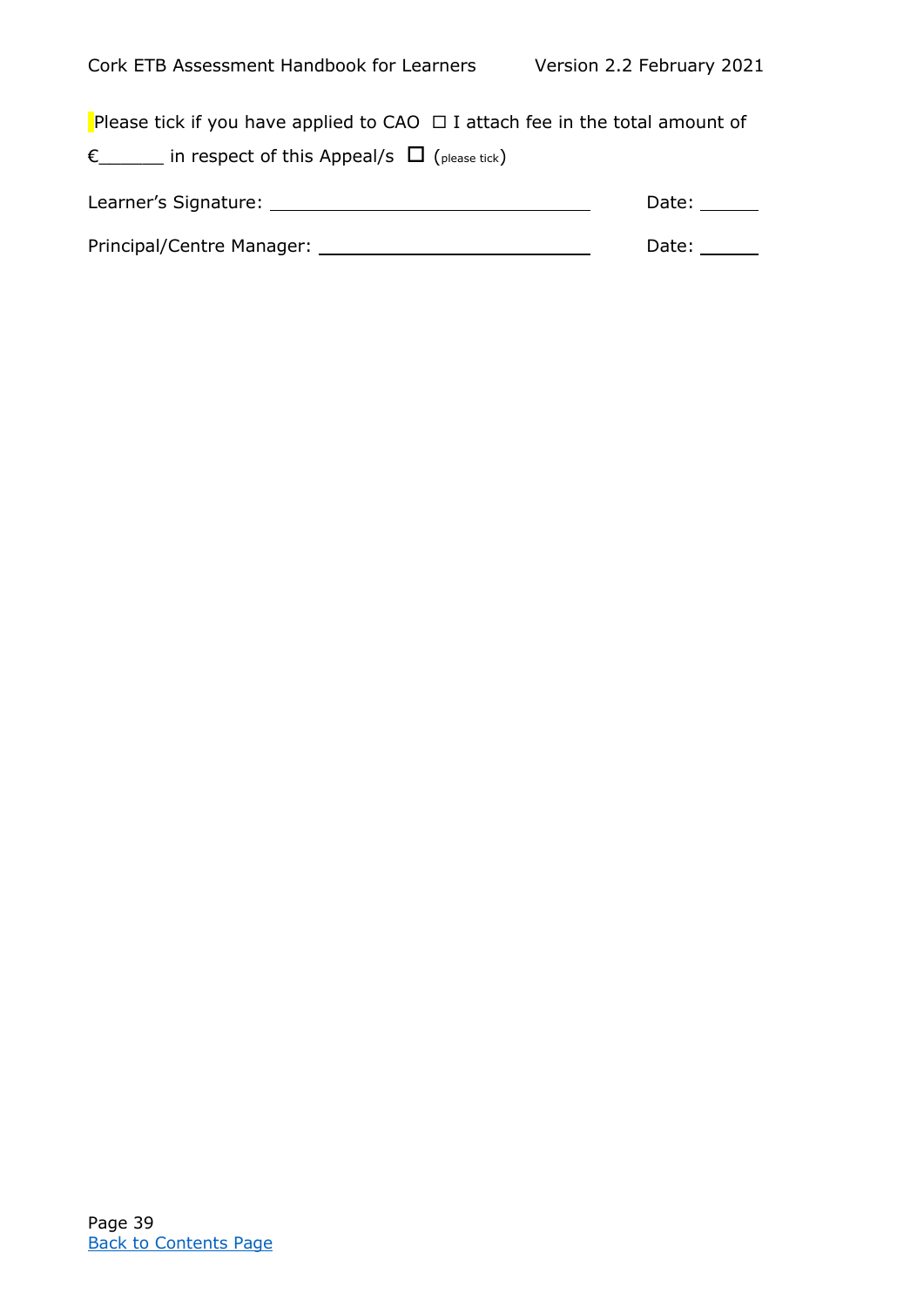Please tick if you have applied to CAO ☐ I attach fee in the total amount of

€\_\_\_\_\_\_ in respect of this Appeal/s ☐ (please tick)

Learner's Signature: \_\_\_\_\_\_\_\_\_\_\_\_\_\_\_\_\_\_\_\_\_\_\_\_\_\_\_\_\_\_\_\_ Date: \_\_\_\_\_\_

Principal/Centre Manager: \_\_\_\_\_\_\_\_\_\_\_\_\_\_\_\_\_\_\_\_\_\_\_\_\_\_\_ Date: \_\_\_\_\_\_

[Back to Contents Page](#)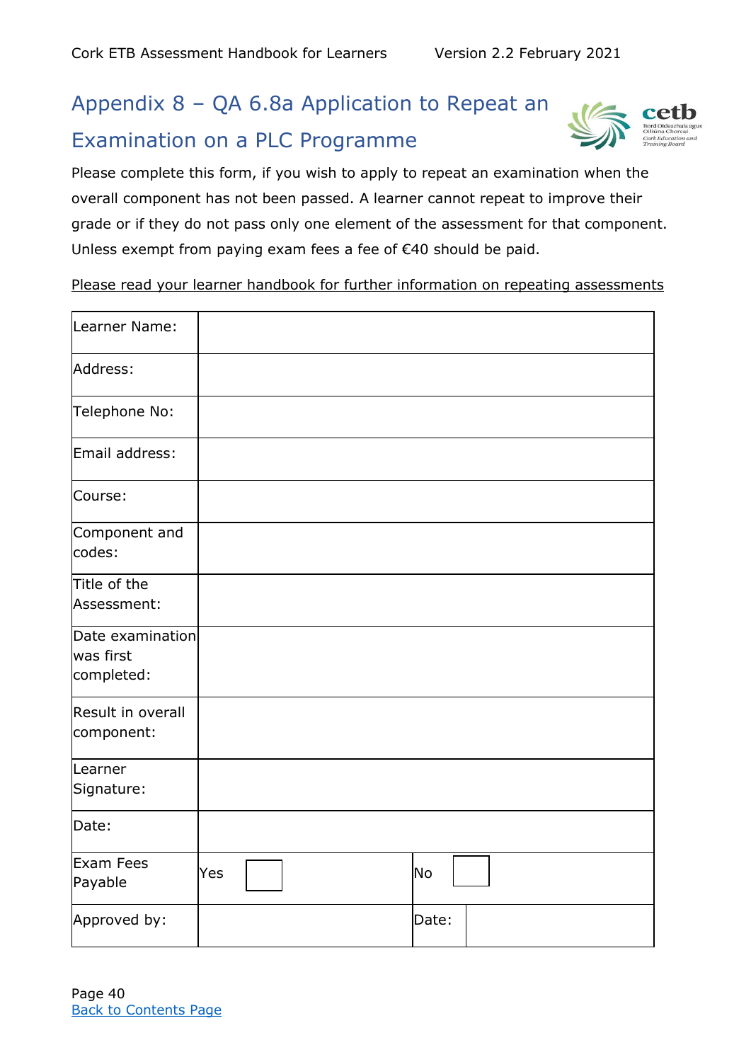## Appendix 8 – QA 6.8a Application to Repeat an Examination on a PLC Programme

Please complete this form, if you wish to apply to repeat an examination when the overall component has not been passed. A learner cannot repeat to improve their grade or if they do not pass only one element of the assessment for that component. Unless exempt from paying exam fees a fee of €40 should be paid.

Please read your learner handbook for further information on repeating assessments

| | | | |
|---|---|---|---|
| Learner Name: | | | |
| Address: | | | |
| Telephone No: | | | |
| Email address: | | | |
| Course: | | | |
| Component and codes: | | | |
| Title of the Assessment: | | | |
| Date examination was first completed: | | | |
| Result in overall component: | | | |
| Learner Signature: | | | |
| Date: | | | |
| Exam Fees Payable | Yes ☐ | No ☐ | |
| Approved by: | | Date: | |

Back to Contents Page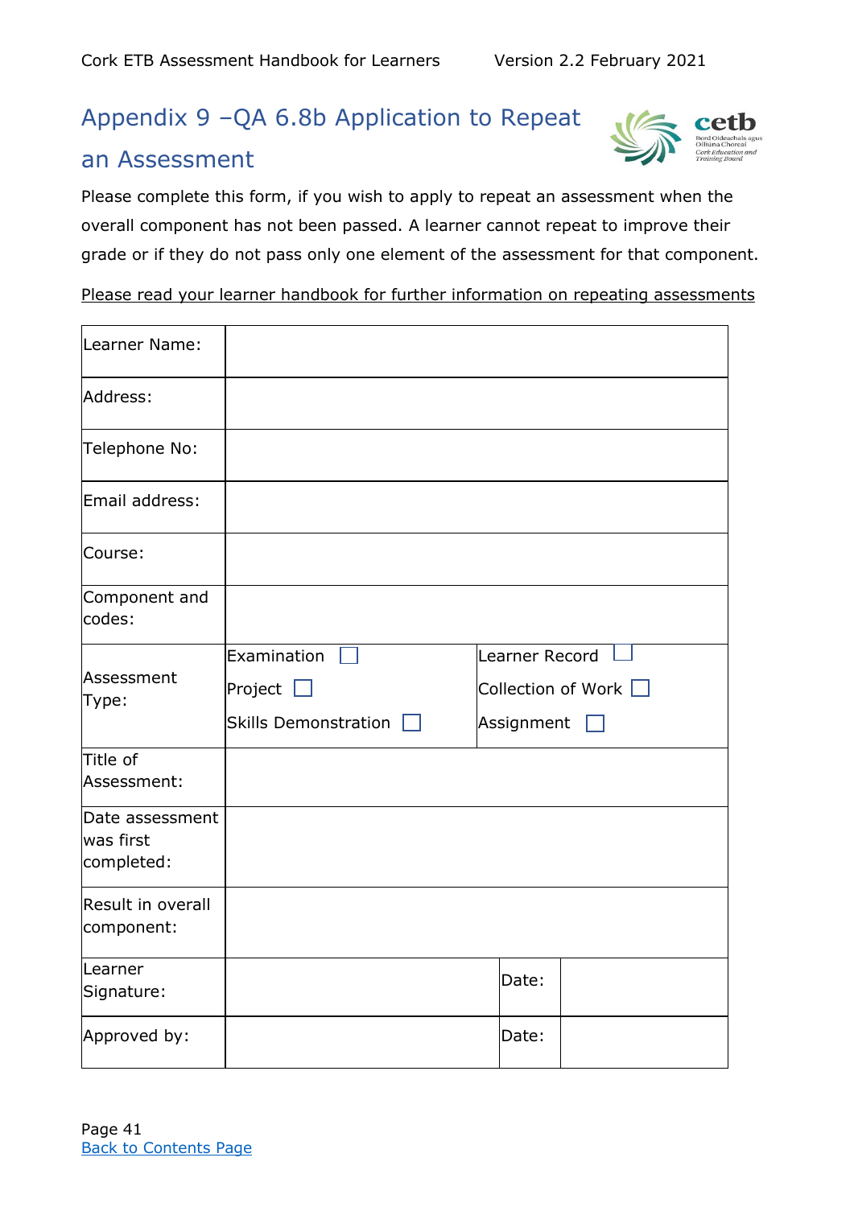# Appendix 9 –QA 6.8b Application to Repeat an Assessment

Please complete this form, if you wish to apply to repeat an assessment when the overall component has not been passed. A learner cannot repeat to improve their grade or if they do not pass only one element of the assessment for that component.

Please read your learner handbook for further information on repeating assessments

| | | | |
|---|---|---|---|
| Learner Name: | | | |
| Address: | | | |
| Telephone No: | | | |
| Email address: | | | |
| Course: | | | |
| Component and codes: | | | |
| Assessment Type: | Examination ☐<br>Project ☐<br>Skills Demonstration ☐ | Learner Record ☐<br>Collection of Work ☐<br>Assignment ☐ | |
| Title of Assessment: | | | |
| Date assessment was first completed: | | | |
| Result in overall component: | | | |
| Learner Signature: | | Date: | |
| Approved by: | | Date: | |

Back to Contents Page